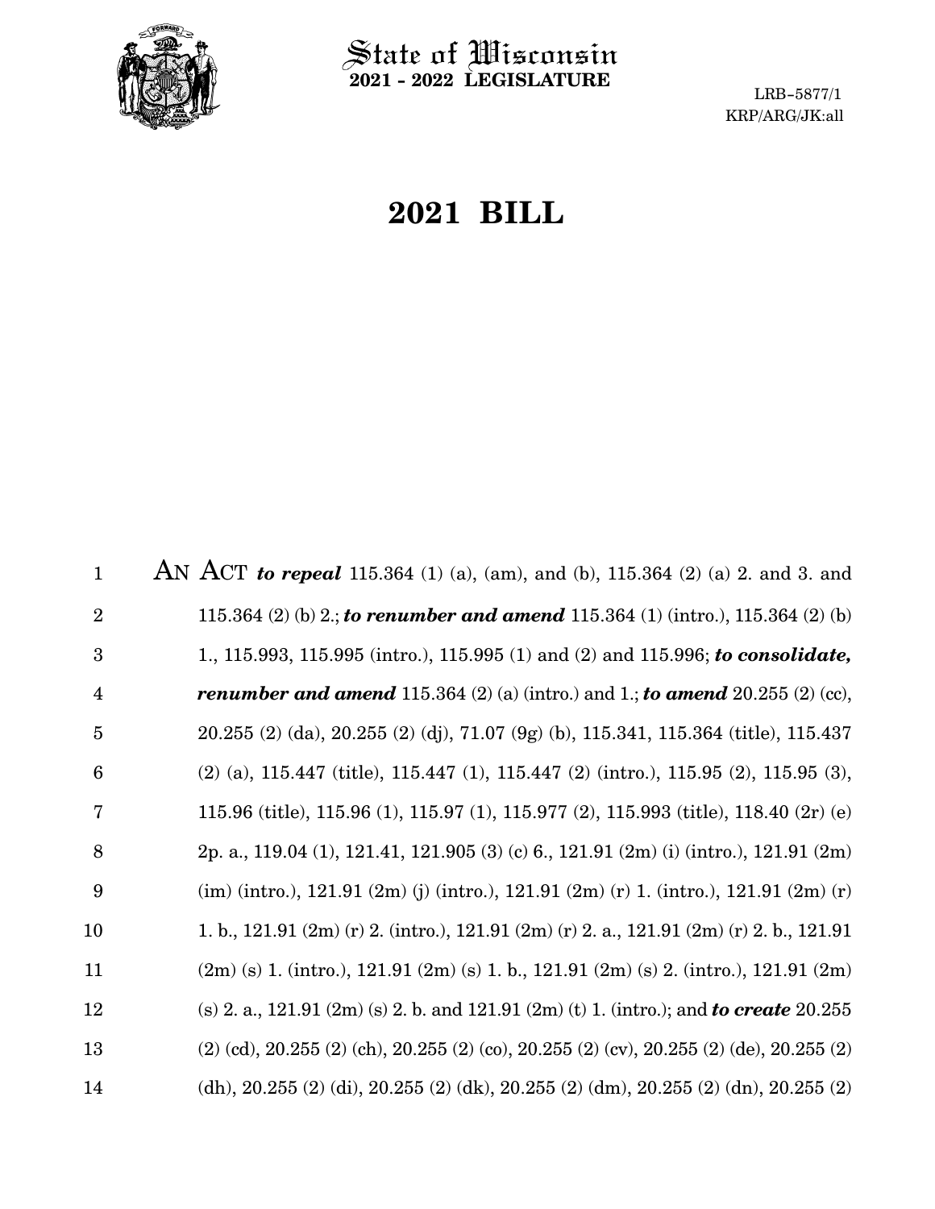# State of Wisconsin
## 2021 - 2022 LEGISLATURE

LRB-5877/1
KRP/ARG/JK:all

# 2021 BILL

1 AN ACT ***to repeal*** 115.364 (1) (a), (am), and (b), 115.364 (2) (a) 2. and 3. and
2 115.364 (2) (b) 2.; ***to renumber and amend*** 115.364 (1) (intro.), 115.364 (2) (b)
3 1., 115.993, 115.995 (intro.), 115.995 (1) and (2) and 115.996; ***to consolidate,***
4 ***renumber and amend*** 115.364 (2) (a) (intro.) and 1.; ***to amend*** 20.255 (2) (cc),
5 20.255 (2) (da), 20.255 (2) (dj), 71.07 (9g) (b), 115.341, 115.364 (title), 115.437
6 (2) (a), 115.447 (title), 115.447 (1), 115.447 (2) (intro.), 115.95 (2), 115.95 (3),
7 115.96 (title), 115.96 (1), 115.97 (1), 115.977 (2), 115.993 (title), 118.40 (2r) (e)
8 2p. a., 119.04 (1), 121.41, 121.905 (3) (c) 6., 121.91 (2m) (i) (intro.), 121.91 (2m)
9 (im) (intro.), 121.91 (2m) (j) (intro.), 121.91 (2m) (r) 1. (intro.), 121.91 (2m) (r)
10 1. b., 121.91 (2m) (r) 2. (intro.), 121.91 (2m) (r) 2. a., 121.91 (2m) (r) 2. b., 121.91
11 (2m) (s) 1. (intro.), 121.91 (2m) (s) 1. b., 121.91 (2m) (s) 2. (intro.), 121.91 (2m)
12 (s) 2. a., 121.91 (2m) (s) 2. b. and 121.91 (2m) (t) 1. (intro.); and ***to create*** 20.255
13 (2) (cd), 20.255 (2) (ch), 20.255 (2) (co), 20.255 (2) (cv), 20.255 (2) (de), 20.255 (2)
14 (dh), 20.255 (2) (di), 20.255 (2) (dk), 20.255 (2) (dm), 20.255 (2) (dn), 20.255 (2)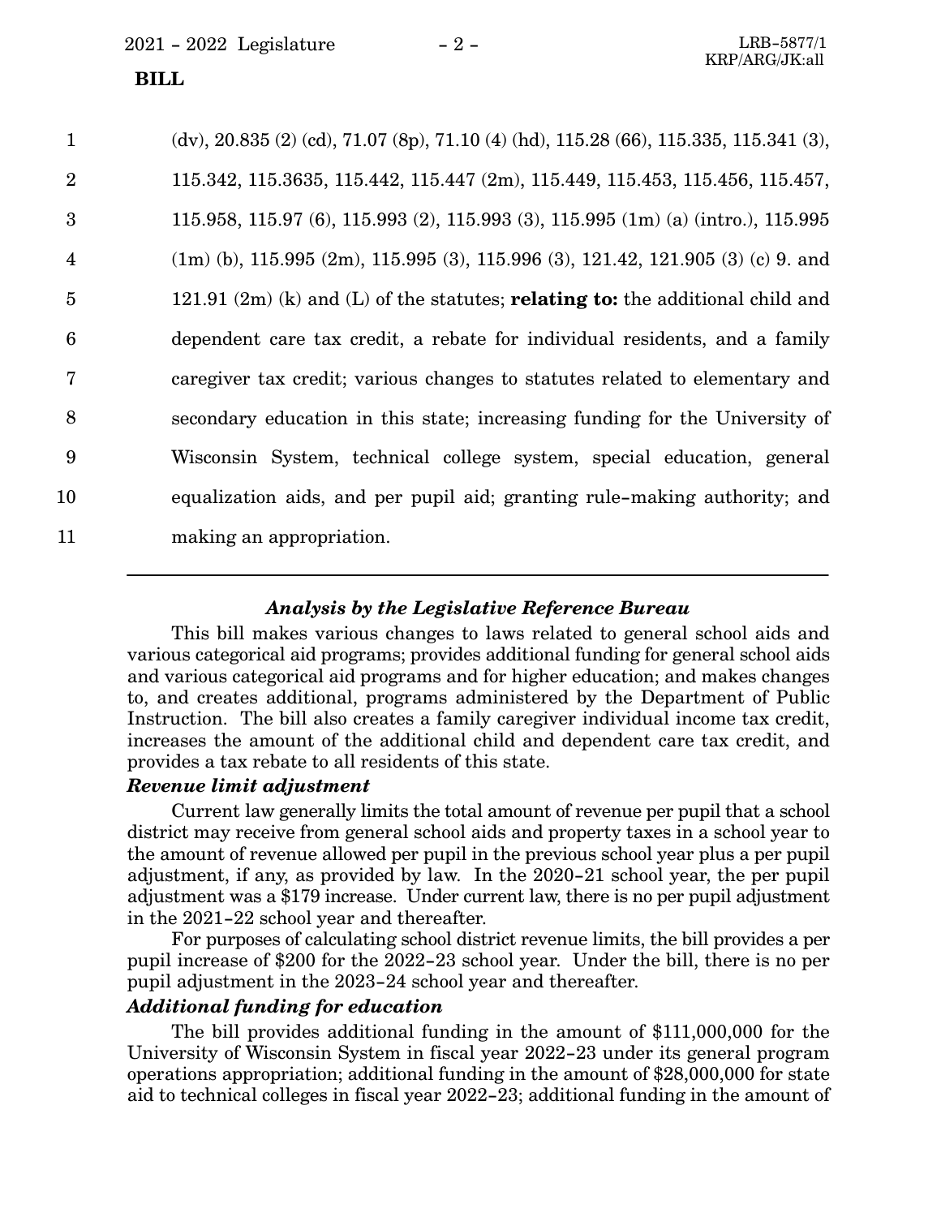(dv), 20.835 (2) (cd), 71.07 (8p), 71.10 (4) (hd), 115.28 (66), 115.335, 115.341 (3), 115.342, 115.3635, 115.442, 115.447 (2m), 115.449, 115.453, 115.456, 115.457, 115.958, 115.97 (6), 115.993 (2), 115.993 (3), 115.995 (1m) (a) (intro.), 115.995 (1m) (b), 115.995 (2m), 115.995 (3), 115.996 (3), 121.42, 121.905 (3) (c) 9. and 121.91 (2m) (k) and (L) of the statutes; **relating to:** the additional child and dependent care tax credit, a rebate for individual residents, and a family caregiver tax credit; various changes to statutes related to elementary and secondary education in this state; increasing funding for the University of Wisconsin System, technical college system, special education, general equalization aids, and per pupil aid; granting rule-making authority; and making an appropriation.

---

### *Analysis by the Legislative Reference Bureau*

This bill makes various changes to laws related to general school aids and various categorical aid programs; provides additional funding for general school aids and various categorical aid programs and for higher education; and makes changes to, and creates additional, programs administered by the Department of Public Instruction. The bill also creates a family caregiver individual income tax credit, increases the amount of the additional child and dependent care tax credit, and provides a tax rebate to all residents of this state.

***Revenue limit adjustment***

Current law generally limits the total amount of revenue per pupil that a school district may receive from general school aids and property taxes in a school year to the amount of revenue allowed per pupil in the previous school year plus a per pupil adjustment, if any, as provided by law. In the 2020-21 school year, the per pupil adjustment was a $179 increase. Under current law, there is no per pupil adjustment in the 2021-22 school year and thereafter.

For purposes of calculating school district revenue limits, the bill provides a per pupil increase of $200 for the 2022-23 school year. Under the bill, there is no per pupil adjustment in the 2023-24 school year and thereafter.

***Additional funding for education***

The bill provides additional funding in the amount of $111,000,000 for the University of Wisconsin System in fiscal year 2022-23 under its general program operations appropriation; additional funding in the amount of $28,000,000 for state aid to technical colleges in fiscal year 2022-23; additional funding in the amount of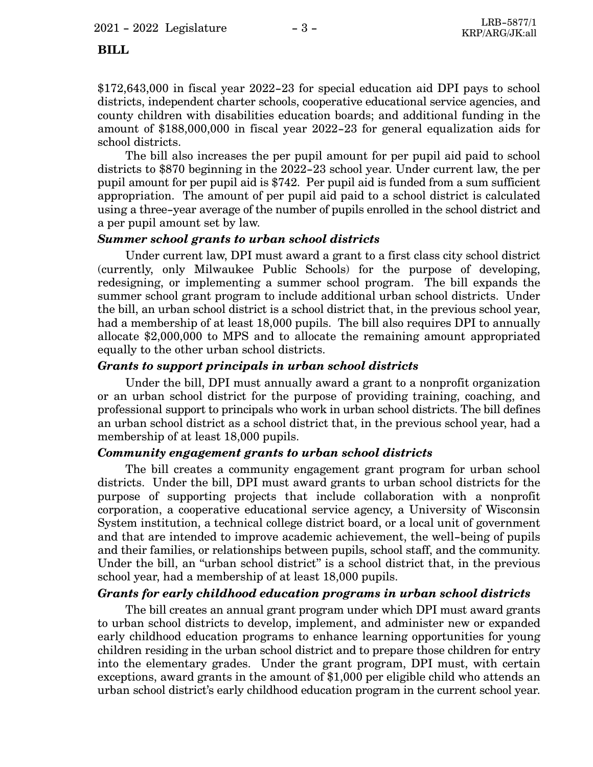$172,643,000 in fiscal year 2022-23 for special education aid DPI pays to school districts, independent charter schools, cooperative educational service agencies, and county children with disabilities education boards; and additional funding in the amount of $188,000,000 in fiscal year 2022-23 for general equalization aids for school districts.

The bill also increases the per pupil amount for per pupil aid paid to school districts to $870 beginning in the 2022-23 school year. Under current law, the per pupil amount for per pupil aid is $742. Per pupil aid is funded from a sum sufficient appropriation. The amount of per pupil aid paid to a school district is calculated using a three-year average of the number of pupils enrolled in the school district and a per pupil amount set by law.

***Summer school grants to urban school districts***

Under current law, DPI must award a grant to a first class city school district (currently, only Milwaukee Public Schools) for the purpose of developing, redesigning, or implementing a summer school program. The bill expands the summer school grant program to include additional urban school districts. Under the bill, an urban school district is a school district that, in the previous school year, had a membership of at least 18,000 pupils. The bill also requires DPI to annually allocate $2,000,000 to MPS and to allocate the remaining amount appropriated equally to the other urban school districts.

***Grants to support principals in urban school districts***

Under the bill, DPI must annually award a grant to a nonprofit organization or an urban school district for the purpose of providing training, coaching, and professional support to principals who work in urban school districts. The bill defines an urban school district as a school district that, in the previous school year, had a membership of at least 18,000 pupils.

***Community engagement grants to urban school districts***

The bill creates a community engagement grant program for urban school districts. Under the bill, DPI must award grants to urban school districts for the purpose of supporting projects that include collaboration with a nonprofit corporation, a cooperative educational service agency, a University of Wisconsin System institution, a technical college district board, or a local unit of government and that are intended to improve academic achievement, the well-being of pupils and their families, or relationships between pupils, school staff, and the community. Under the bill, an "urban school district" is a school district that, in the previous school year, had a membership of at least 18,000 pupils.

***Grants for early childhood education programs in urban school districts***

The bill creates an annual grant program under which DPI must award grants to urban school districts to develop, implement, and administer new or expanded early childhood education programs to enhance learning opportunities for young children residing in the urban school district and to prepare those children for entry into the elementary grades. Under the grant program, DPI must, with certain exceptions, award grants in the amount of $1,000 per eligible child who attends an urban school district's early childhood education program in the current school year.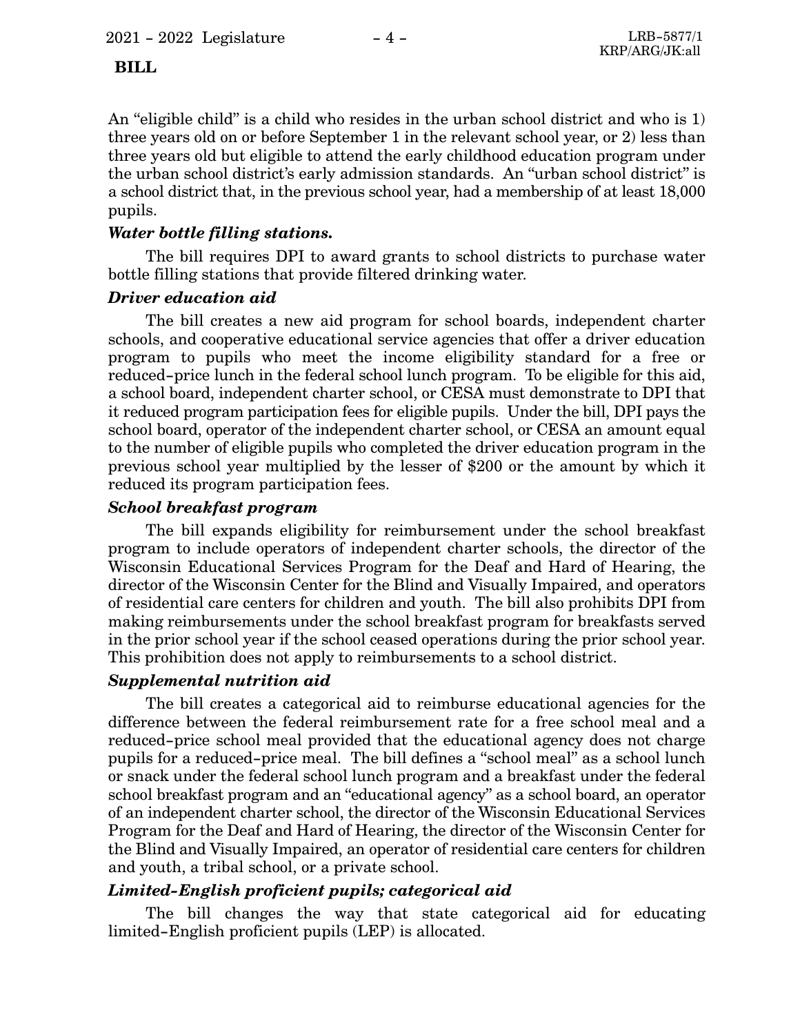An "eligible child" is a child who resides in the urban school district and who is 1) three years old on or before September 1 in the relevant school year, or 2) less than three years old but eligible to attend the early childhood education program under the urban school district's early admission standards. An "urban school district" is a school district that, in the previous school year, had a membership of at least 18,000 pupils.

***Water bottle filling stations.***

The bill requires DPI to award grants to school districts to purchase water bottle filling stations that provide filtered drinking water.

***Driver education aid***

The bill creates a new aid program for school boards, independent charter schools, and cooperative educational service agencies that offer a driver education program to pupils who meet the income eligibility standard for a free or reduced-price lunch in the federal school lunch program. To be eligible for this aid, a school board, independent charter school, or CESA must demonstrate to DPI that it reduced program participation fees for eligible pupils. Under the bill, DPI pays the school board, operator of the independent charter school, or CESA an amount equal to the number of eligible pupils who completed the driver education program in the previous school year multiplied by the lesser of $200 or the amount by which it reduced its program participation fees.

***School breakfast program***

The bill expands eligibility for reimbursement under the school breakfast program to include operators of independent charter schools, the director of the Wisconsin Educational Services Program for the Deaf and Hard of Hearing, the director of the Wisconsin Center for the Blind and Visually Impaired, and operators of residential care centers for children and youth. The bill also prohibits DPI from making reimbursements under the school breakfast program for breakfasts served in the prior school year if the school ceased operations during the prior school year. This prohibition does not apply to reimbursements to a school district.

***Supplemental nutrition aid***

The bill creates a categorical aid to reimburse educational agencies for the difference between the federal reimbursement rate for a free school meal and a reduced-price school meal provided that the educational agency does not charge pupils for a reduced-price meal. The bill defines a "school meal" as a school lunch or snack under the federal school lunch program and a breakfast under the federal school breakfast program and an "educational agency" as a school board, an operator of an independent charter school, the director of the Wisconsin Educational Services Program for the Deaf and Hard of Hearing, the director of the Wisconsin Center for the Blind and Visually Impaired, an operator of residential care centers for children and youth, a tribal school, or a private school.

***Limited-English proficient pupils; categorical aid***

The bill changes the way that state categorical aid for educating limited-English proficient pupils (LEP) is allocated.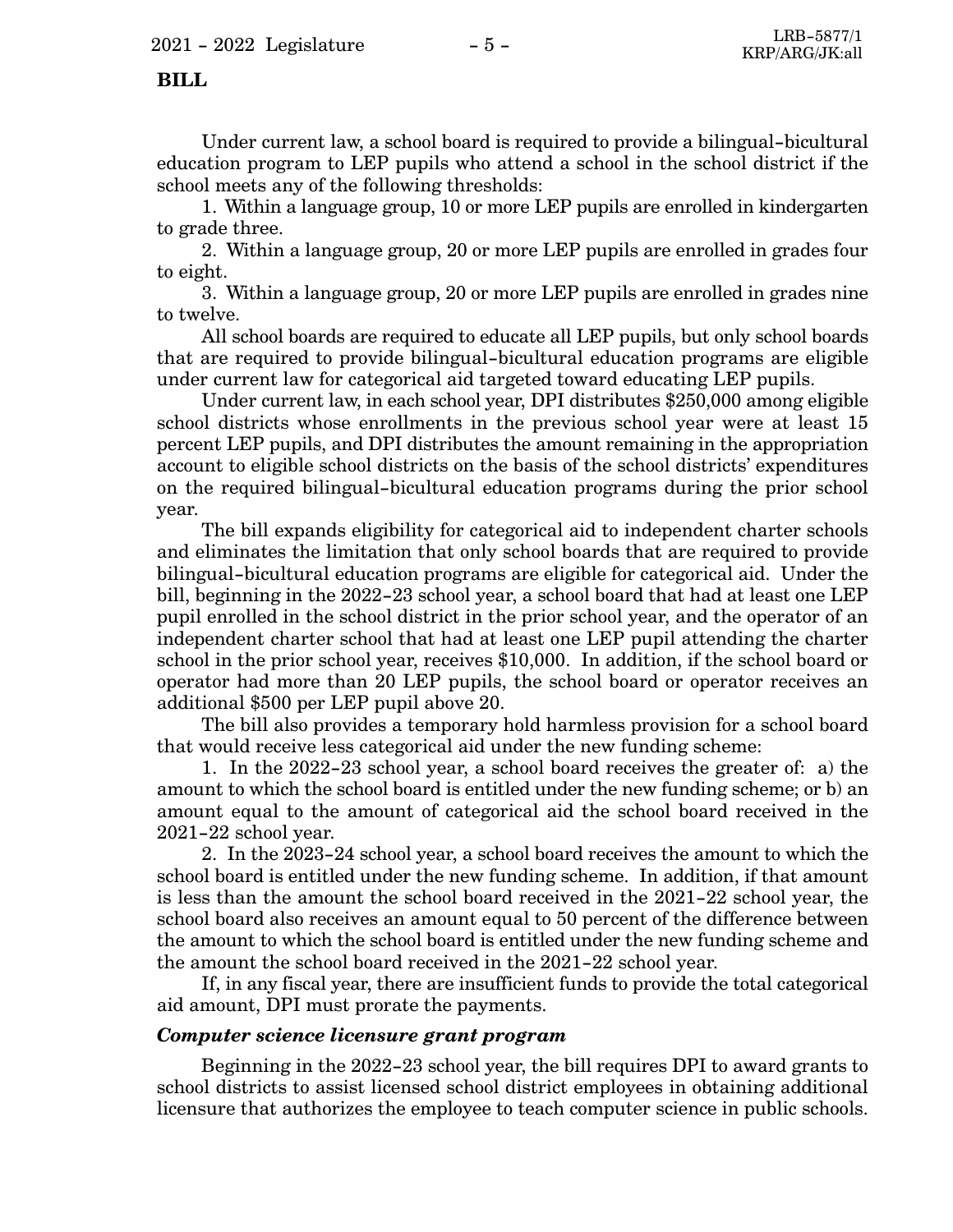**BILL**

Under current law, a school board is required to provide a bilingual-bicultural education program to LEP pupils who attend a school in the school district if the school meets any of the following thresholds:

1. Within a language group, 10 or more LEP pupils are enrolled in kindergarten to grade three.

2. Within a language group, 20 or more LEP pupils are enrolled in grades four to eight.

3. Within a language group, 20 or more LEP pupils are enrolled in grades nine to twelve.

All school boards are required to educate all LEP pupils, but only school boards that are required to provide bilingual-bicultural education programs are eligible under current law for categorical aid targeted toward educating LEP pupils.

Under current law, in each school year, DPI distributes $250,000 among eligible school districts whose enrollments in the previous school year were at least 15 percent LEP pupils, and DPI distributes the amount remaining in the appropriation account to eligible school districts on the basis of the school districts' expenditures on the required bilingual-bicultural education programs during the prior school year.

The bill expands eligibility for categorical aid to independent charter schools and eliminates the limitation that only school boards that are required to provide bilingual-bicultural education programs are eligible for categorical aid. Under the bill, beginning in the 2022-23 school year, a school board that had at least one LEP pupil enrolled in the school district in the prior school year, and the operator of an independent charter school that had at least one LEP pupil attending the charter school in the prior school year, receives $10,000. In addition, if the school board or operator had more than 20 LEP pupils, the school board or operator receives an additional $500 per LEP pupil above 20.

The bill also provides a temporary hold harmless provision for a school board that would receive less categorical aid under the new funding scheme:

1. In the 2022-23 school year, a school board receives the greater of: a) the amount to which the school board is entitled under the new funding scheme; or b) an amount equal to the amount of categorical aid the school board received in the 2021-22 school year.

2. In the 2023-24 school year, a school board receives the amount to which the school board is entitled under the new funding scheme. In addition, if that amount is less than the amount the school board received in the 2021-22 school year, the school board also receives an amount equal to 50 percent of the difference between the amount to which the school board is entitled under the new funding scheme and the amount the school board received in the 2021-22 school year.

If, in any fiscal year, there are insufficient funds to provide the total categorical aid amount, DPI must prorate the payments.

***Computer science licensure grant program***

Beginning in the 2022-23 school year, the bill requires DPI to award grants to school districts to assist licensed school district employees in obtaining additional licensure that authorizes the employee to teach computer science in public schools.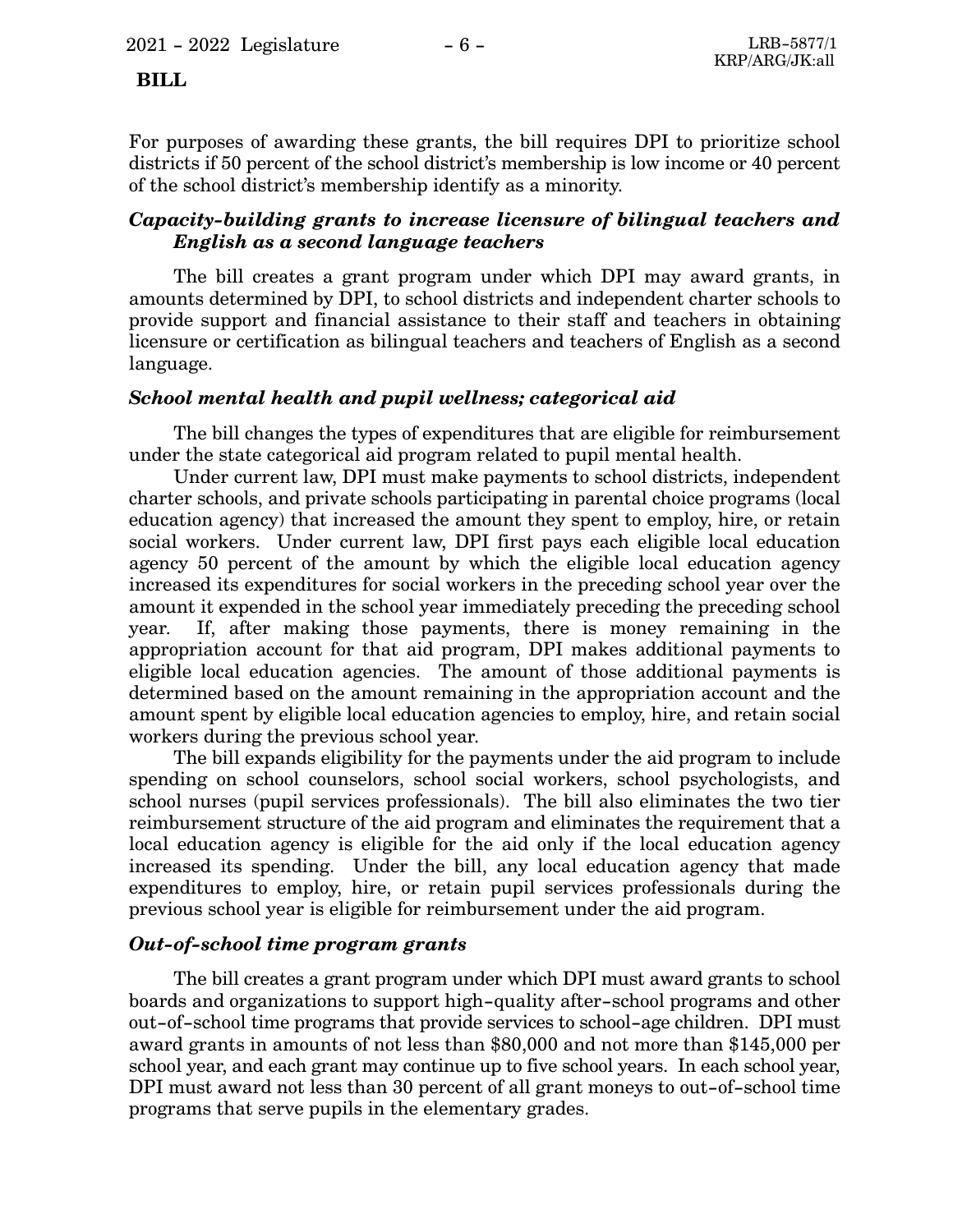For purposes of awarding these grants, the bill requires DPI to prioritize school districts if 50 percent of the school district's membership is low income or 40 percent of the school district's membership identify as a minority.

### *Capacity-building grants to increase licensure of bilingual teachers and English as a second language teachers*

The bill creates a grant program under which DPI may award grants, in amounts determined by DPI, to school districts and independent charter schools to provide support and financial assistance to their staff and teachers in obtaining licensure or certification as bilingual teachers and teachers of English as a second language.

### *School mental health and pupil wellness; categorical aid*

The bill changes the types of expenditures that are eligible for reimbursement under the state categorical aid program related to pupil mental health.

Under current law, DPI must make payments to school districts, independent charter schools, and private schools participating in parental choice programs (local education agency) that increased the amount they spent to employ, hire, or retain social workers. Under current law, DPI first pays each eligible local education agency 50 percent of the amount by which the eligible local education agency increased its expenditures for social workers in the preceding school year over the amount it expended in the school year immediately preceding the preceding school year. If, after making those payments, there is money remaining in the appropriation account for that aid program, DPI makes additional payments to eligible local education agencies. The amount of those additional payments is determined based on the amount remaining in the appropriation account and the amount spent by eligible local education agencies to employ, hire, and retain social workers during the previous school year.

The bill expands eligibility for the payments under the aid program to include spending on school counselors, school social workers, school psychologists, and school nurses (pupil services professionals). The bill also eliminates the two tier reimbursement structure of the aid program and eliminates the requirement that a local education agency is eligible for the aid only if the local education agency increased its spending. Under the bill, any local education agency that made expenditures to employ, hire, or retain pupil services professionals during the previous school year is eligible for reimbursement under the aid program.

### *Out-of-school time program grants*

The bill creates a grant program under which DPI must award grants to school boards and organizations to support high-quality after-school programs and other out-of-school time programs that provide services to school-age children. DPI must award grants in amounts of not less than $80,000 and not more than $145,000 per school year, and each grant may continue up to five school years. In each school year, DPI must award not less than 30 percent of all grant moneys to out-of-school time programs that serve pupils in the elementary grades.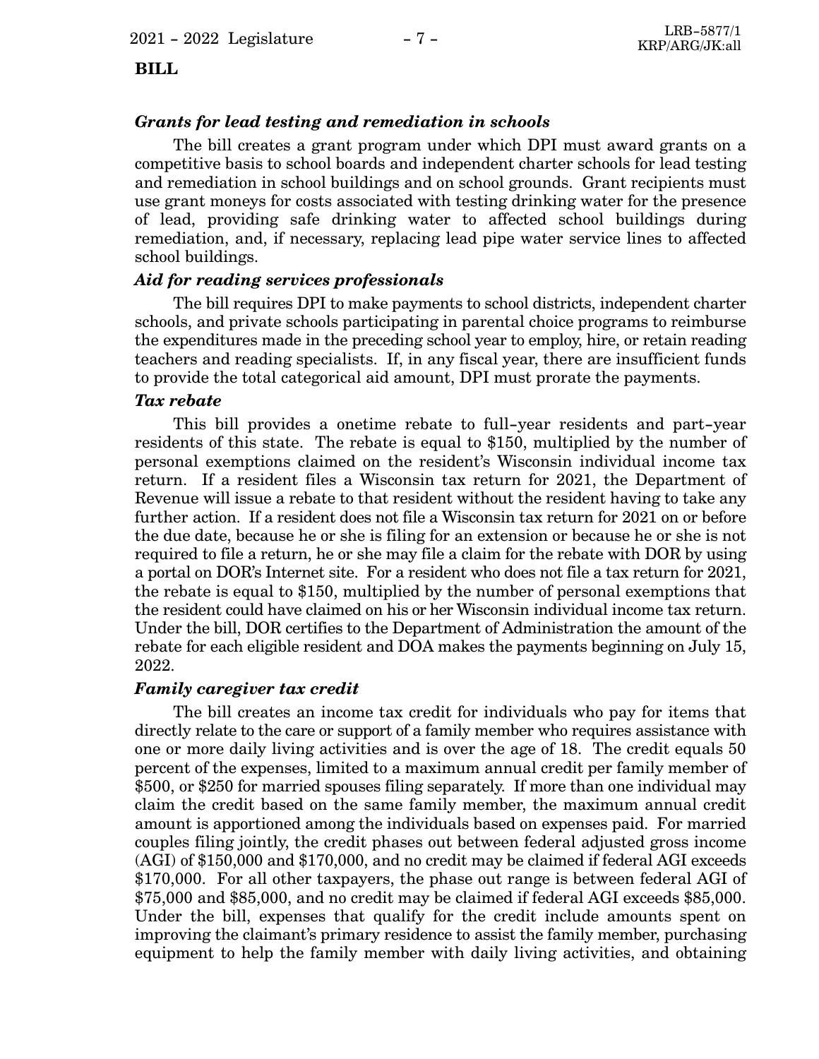**BILL**

***Grants for lead testing and remediation in schools***

The bill creates a grant program under which DPI must award grants on a competitive basis to school boards and independent charter schools for lead testing and remediation in school buildings and on school grounds. Grant recipients must use grant moneys for costs associated with testing drinking water for the presence of lead, providing safe drinking water to affected school buildings during remediation, and, if necessary, replacing lead pipe water service lines to affected school buildings.

***Aid for reading services professionals***

The bill requires DPI to make payments to school districts, independent charter schools, and private schools participating in parental choice programs to reimburse the expenditures made in the preceding school year to employ, hire, or retain reading teachers and reading specialists. If, in any fiscal year, there are insufficient funds to provide the total categorical aid amount, DPI must prorate the payments.

***Tax rebate***

This bill provides a onetime rebate to full-year residents and part-year residents of this state. The rebate is equal to $150, multiplied by the number of personal exemptions claimed on the resident's Wisconsin individual income tax return. If a resident files a Wisconsin tax return for 2021, the Department of Revenue will issue a rebate to that resident without the resident having to take any further action. If a resident does not file a Wisconsin tax return for 2021 on or before the due date, because he or she is filing for an extension or because he or she is not required to file a return, he or she may file a claim for the rebate with DOR by using a portal on DOR's Internet site. For a resident who does not file a tax return for 2021, the rebate is equal to $150, multiplied by the number of personal exemptions that the resident could have claimed on his or her Wisconsin individual income tax return. Under the bill, DOR certifies to the Department of Administration the amount of the rebate for each eligible resident and DOA makes the payments beginning on July 15, 2022.

***Family caregiver tax credit***

The bill creates an income tax credit for individuals who pay for items that directly relate to the care or support of a family member who requires assistance with one or more daily living activities and is over the age of 18. The credit equals 50 percent of the expenses, limited to a maximum annual credit per family member of $500, or $250 for married spouses filing separately. If more than one individual may claim the credit based on the same family member, the maximum annual credit amount is apportioned among the individuals based on expenses paid. For married couples filing jointly, the credit phases out between federal adjusted gross income (AGI) of $150,000 and $170,000, and no credit may be claimed if federal AGI exceeds $170,000. For all other taxpayers, the phase out range is between federal AGI of $75,000 and $85,000, and no credit may be claimed if federal AGI exceeds $85,000. Under the bill, expenses that qualify for the credit include amounts spent on improving the claimant's primary residence to assist the family member, purchasing equipment to help the family member with daily living activities, and obtaining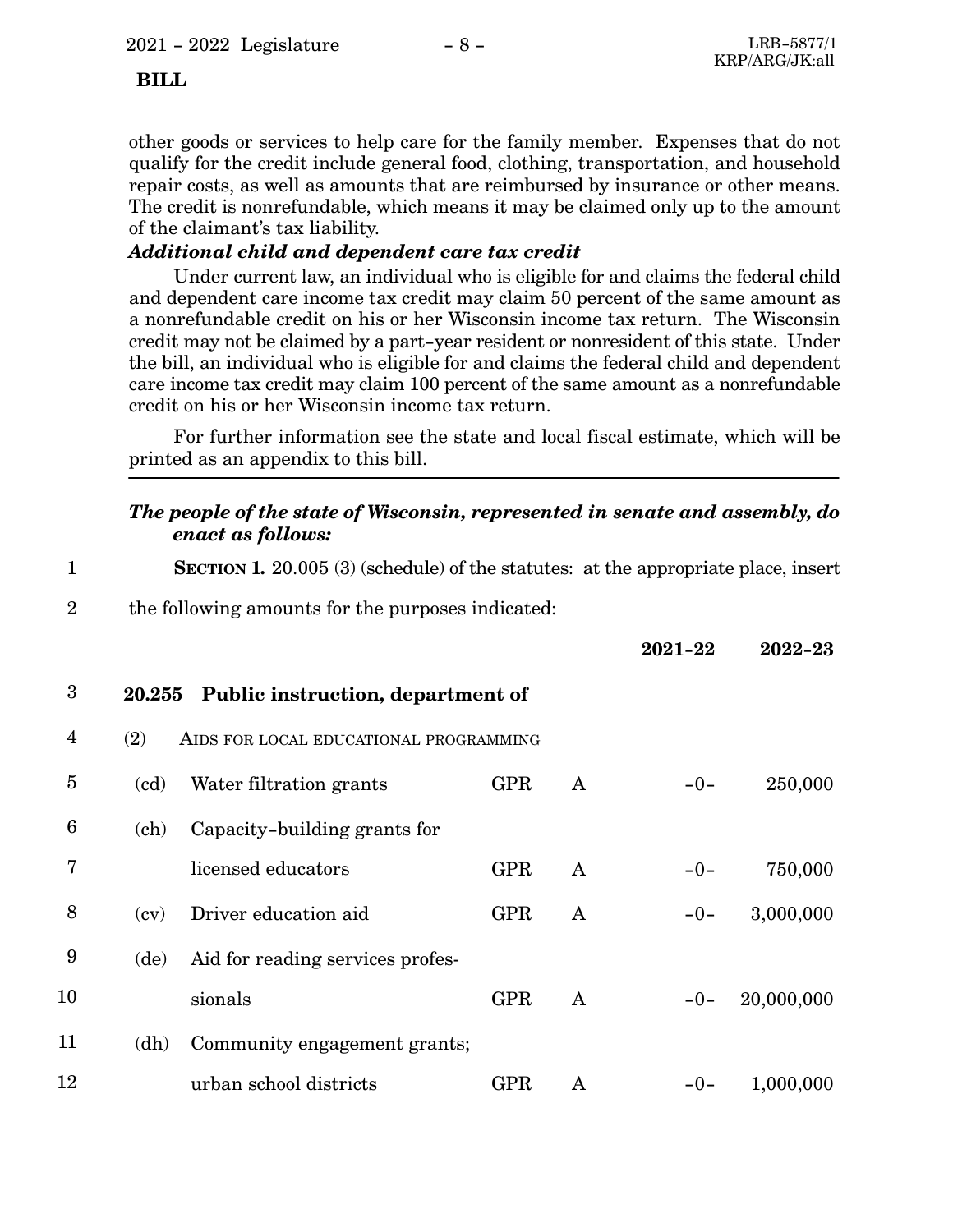other goods or services to help care for the family member. Expenses that do not qualify for the credit include general food, clothing, transportation, and household repair costs, as well as amounts that are reimbursed by insurance or other means. The credit is nonrefundable, which means it may be claimed only up to the amount of the claimant's tax liability.

***Additional child and dependent care tax credit***

Under current law, an individual who is eligible for and claims the federal child and dependent care income tax credit may claim 50 percent of the same amount as a nonrefundable credit on his or her Wisconsin income tax return. The Wisconsin credit may not be claimed by a part-year resident or nonresident of this state. Under the bill, an individual who is eligible for and claims the federal child and dependent care income tax credit may claim 100 percent of the same amount as a nonrefundable credit on his or her Wisconsin income tax return.

For further information see the state and local fiscal estimate, which will be printed as an appendix to this bill.

---

***The people of the state of Wisconsin, represented in senate and assembly, do enact as follows:***

**SECTION 1.** 20.005 (3) (schedule) of the statutes: at the appropriate place, insert the following amounts for the purposes indicated:

| | | | | **2021-22** | **2022-23** |
|---|---|---|---|---|---|
| **20.255** | **Public instruction, department of** | | | | |
| (2) | AIDS FOR LOCAL EDUCATIONAL PROGRAMMING | | | | |
| (cd) | Water filtration grants | GPR | A | -0- | 250,000 |
| (ch) | Capacity-building grants for licensed educators | GPR | A | -0- | 750,000 |
| (cv) | Driver education aid | GPR | A | -0- | 3,000,000 |
| (de) | Aid for reading services professionals | GPR | A | -0- | 20,000,000 |
| (dh) | Community engagement grants; urban school districts | GPR | A | -0- | 1,000,000 |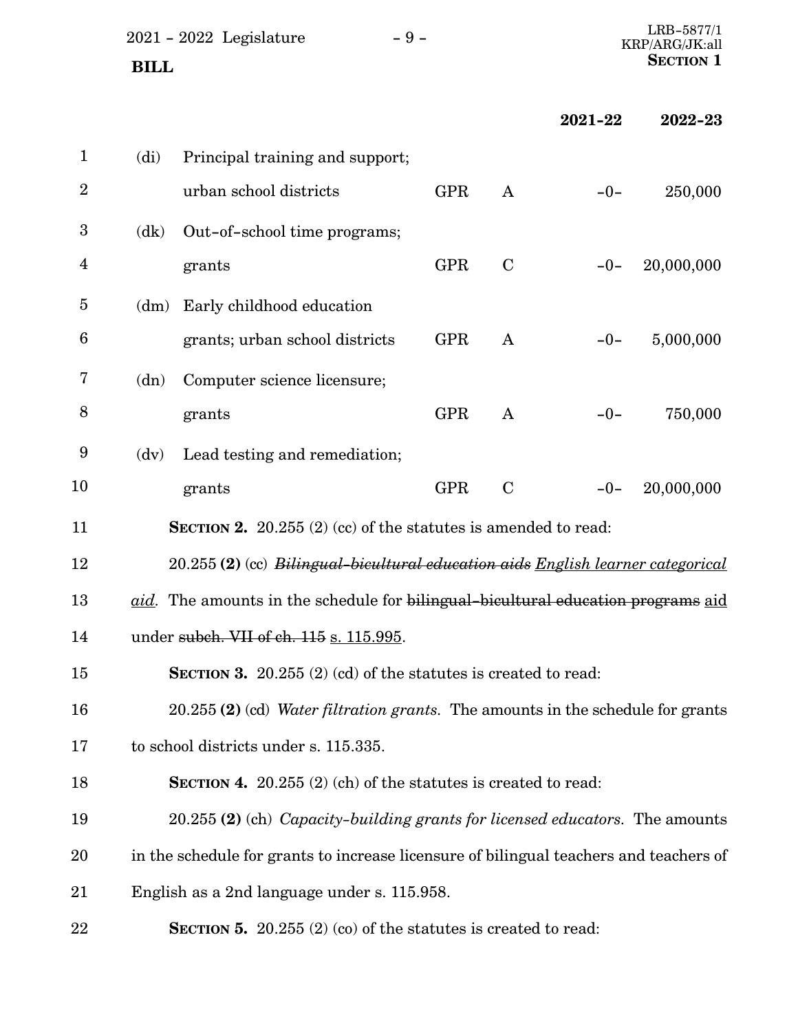| | | | | 2021-22 | 2022-23 |
|---|---|---|---|---|---|
| (di) | Principal training and support; urban school districts | GPR | A | -0- | 250,000 |
| (dk) | Out-of-school time programs; grants | GPR | C | -0- | 20,000,000 |
| (dm) | Early childhood education grants; urban school districts | GPR | A | -0- | 5,000,000 |
| (dn) | Computer science licensure; grants | GPR | A | -0- | 750,000 |
| (dv) | Lead testing and remediation; grants | GPR | C | -0- | 20,000,000 |

**SECTION 2.** 20.255 (2) (cc) of the statutes is amended to read:

20.255 **(2)** (cc) ~~*Bilingual-bicultural education aids*~~ *English learner categorical aid*. The amounts in the schedule for ~~bilingual-bicultural education programs~~ aid under ~~subch. VII of ch. 115~~ s. 115.995.

**SECTION 3.** 20.255 (2) (cd) of the statutes is created to read:

20.255 **(2)** (cd) *Water filtration grants*. The amounts in the schedule for grants to school districts under s. 115.335.

**SECTION 4.** 20.255 (2) (ch) of the statutes is created to read:

20.255 **(2)** (ch) *Capacity-building grants for licensed educators*. The amounts in the schedule for grants to increase licensure of bilingual teachers and teachers of English as a 2nd language under s. 115.958.

**SECTION 5.** 20.255 (2) (co) of the statutes is created to read: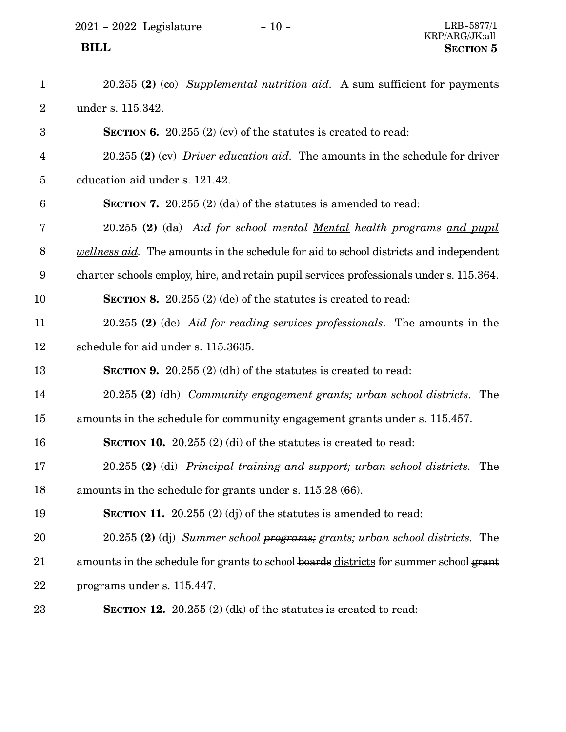20.255 **(2)** (co) *Supplemental nutrition aid.* A sum sufficient for payments under s. 115.342.

**SECTION 6.** 20.255 (2) (cv) of the statutes is created to read:

20.255 **(2)** (cv) *Driver education aid.* The amounts in the schedule for driver education aid under s. 121.42.

**SECTION 7.** 20.255 (2) (da) of the statutes is amended to read:

20.255 **(2)** (da) ~~*Aid for school mental*~~ <u>*Mental*</u> *health* ~~*programs*~~ <u>*and pupil wellness aid*</u>. The amounts in the schedule for aid to ~~school districts and independent charter schools~~ <u>employ, hire, and retain pupil services professionals</u> under s. 115.364.

**SECTION 8.** 20.255 (2) (de) of the statutes is created to read:

20.255 **(2)** (de) *Aid for reading services professionals.* The amounts in the schedule for aid under s. 115.3635.

**SECTION 9.** 20.255 (2) (dh) of the statutes is created to read:

20.255 **(2)** (dh) *Community engagement grants; urban school districts.* The amounts in the schedule for community engagement grants under s. 115.457.

**SECTION 10.** 20.255 (2) (di) of the statutes is created to read:

20.255 **(2)** (di) *Principal training and support; urban school districts.* The amounts in the schedule for grants under s. 115.28 (66).

**SECTION 11.** 20.255 (2) (dj) of the statutes is amended to read:

20.255 **(2)** (dj) *Summer school* ~~*programs;*~~ *grants*<u>*; urban school districts*</u>. The amounts in the schedule for grants to school ~~boards~~ <u>districts</u> for summer school ~~grant~~ programs under s. 115.447.

**SECTION 12.** 20.255 (2) (dk) of the statutes is created to read: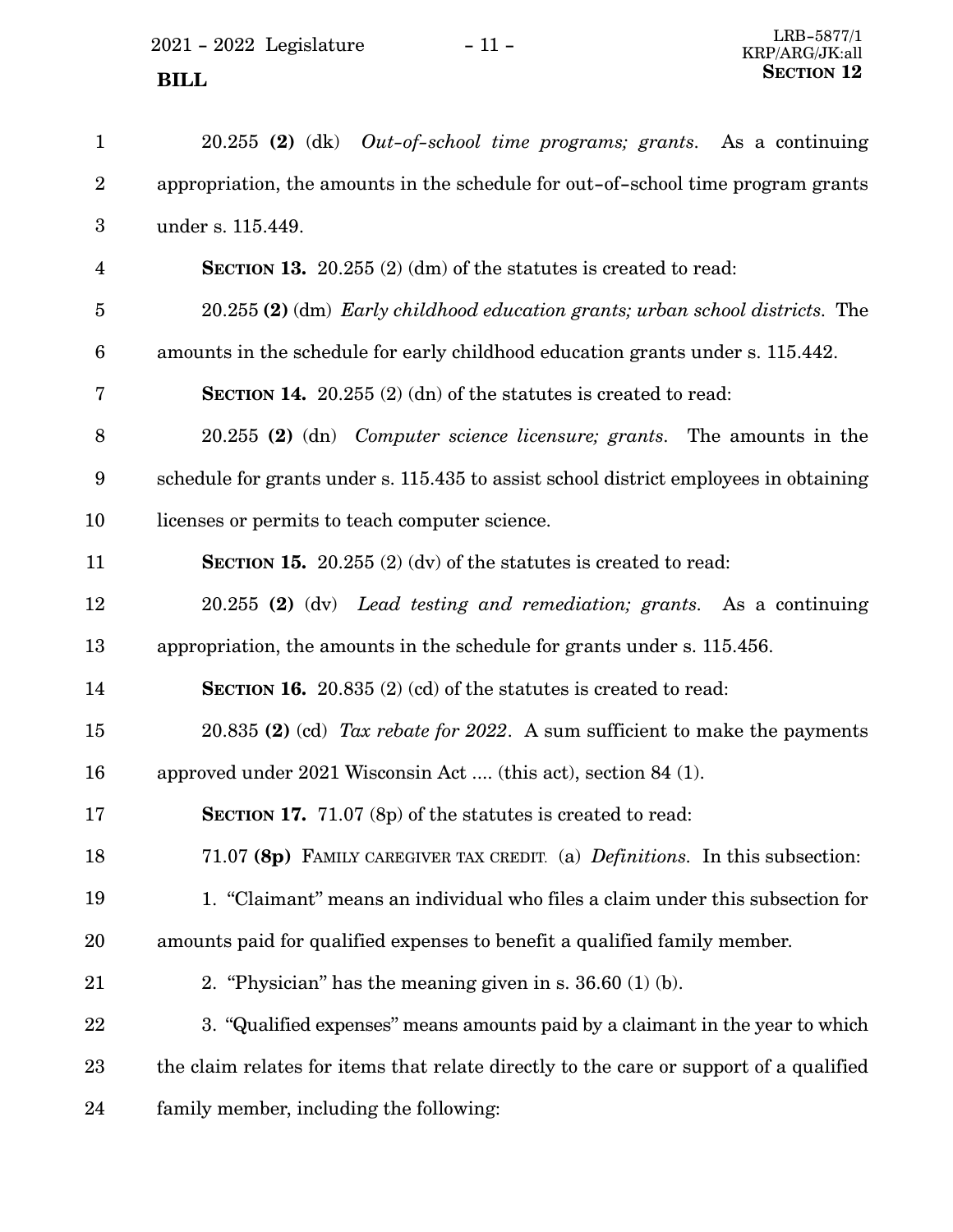20.255 **(2)** (dk) *Out-of-school time programs; grants.* As a continuing appropriation, the amounts in the schedule for out-of-school time program grants under s. 115.449.

**SECTION 13.** 20.255 (2) (dm) of the statutes is created to read:

20.255 **(2)** (dm) *Early childhood education grants; urban school districts.* The amounts in the schedule for early childhood education grants under s. 115.442.

**SECTION 14.** 20.255 (2) (dn) of the statutes is created to read:

20.255 **(2)** (dn) *Computer science licensure; grants.* The amounts in the schedule for grants under s. 115.435 to assist school district employees in obtaining licenses or permits to teach computer science.

**SECTION 15.** 20.255 (2) (dv) of the statutes is created to read:

20.255 **(2)** (dv) *Lead testing and remediation; grants.* As a continuing appropriation, the amounts in the schedule for grants under s. 115.456.

**SECTION 16.** 20.835 (2) (cd) of the statutes is created to read:

20.835 **(2)** (cd) *Tax rebate for 2022*. A sum sufficient to make the payments approved under 2021 Wisconsin Act .... (this act), section 84 (1).

**SECTION 17.** 71.07 (8p) of the statutes is created to read:

71.07 **(8p)** FAMILY CAREGIVER TAX CREDIT. (a) *Definitions.* In this subsection:

1. "Claimant" means an individual who files a claim under this subsection for amounts paid for qualified expenses to benefit a qualified family member.

2. "Physician" has the meaning given in s. 36.60 (1) (b).

3. "Qualified expenses" means amounts paid by a claimant in the year to which the claim relates for items that relate directly to the care or support of a qualified family member, including the following: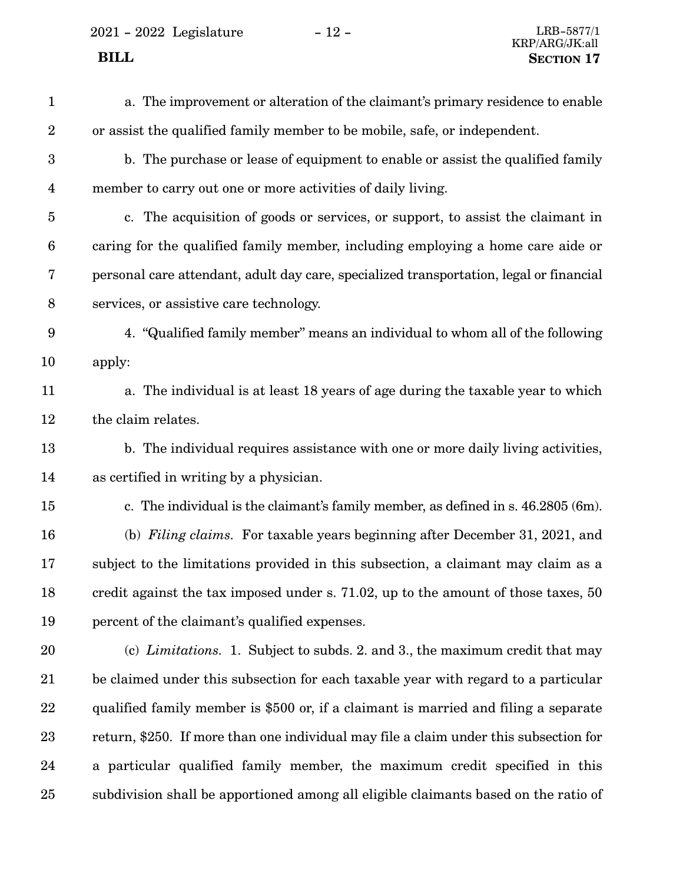a. The improvement or alteration of the claimant's primary residence to enable or assist the qualified family member to be mobile, safe, or independent.

b. The purchase or lease of equipment to enable or assist the qualified family member to carry out one or more activities of daily living.

c. The acquisition of goods or services, or support, to assist the claimant in caring for the qualified family member, including employing a home care aide or personal care attendant, adult day care, specialized transportation, legal or financial services, or assistive care technology.

4. "Qualified family member" means an individual to whom all of the following apply:

a. The individual is at least 18 years of age during the taxable year to which the claim relates.

b. The individual requires assistance with one or more daily living activities, as certified in writing by a physician.

c. The individual is the claimant's family member, as defined in s. 46.2805 (6m).

(b) *Filing claims.* For taxable years beginning after December 31, 2021, and subject to the limitations provided in this subsection, a claimant may claim as a credit against the tax imposed under s. 71.02, up to the amount of those taxes, 50 percent of the claimant's qualified expenses.

(c) *Limitations.* 1. Subject to subds. 2. and 3., the maximum credit that may be claimed under this subsection for each taxable year with regard to a particular qualified family member is $500 or, if a claimant is married and filing a separate return, $250. If more than one individual may file a claim under this subsection for a particular qualified family member, the maximum credit specified in this subdivision shall be apportioned among all eligible claimants based on the ratio of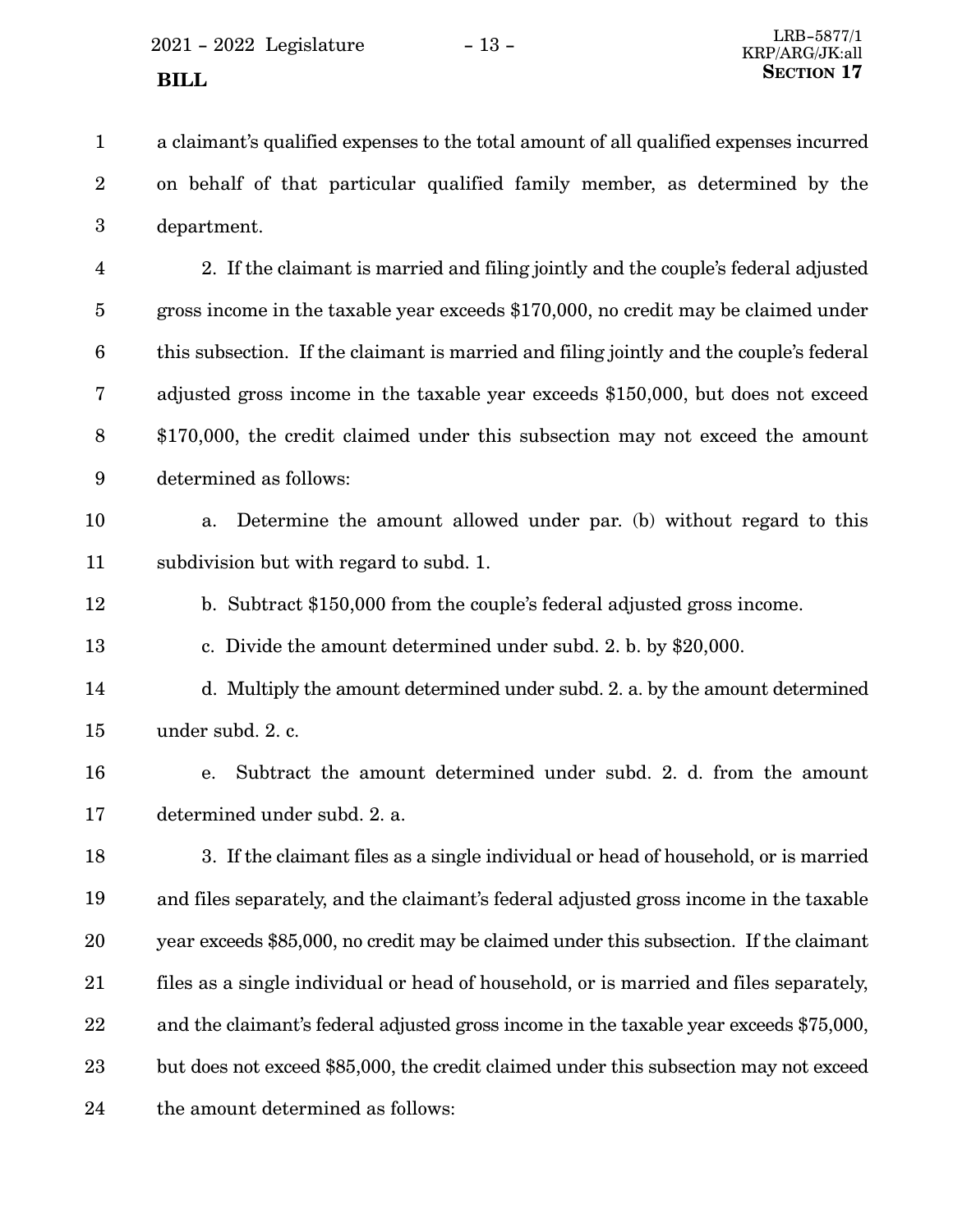a claimant's qualified expenses to the total amount of all qualified expenses incurred on behalf of that particular qualified family member, as determined by the department.

2. If the claimant is married and filing jointly and the couple's federal adjusted gross income in the taxable year exceeds $170,000, no credit may be claimed under this subsection. If the claimant is married and filing jointly and the couple's federal adjusted gross income in the taxable year exceeds $150,000, but does not exceed $170,000, the credit claimed under this subsection may not exceed the amount determined as follows:

a. Determine the amount allowed under par. (b) without regard to this subdivision but with regard to subd. 1.

b. Subtract $150,000 from the couple's federal adjusted gross income.

c. Divide the amount determined under subd. 2. b. by $20,000.

d. Multiply the amount determined under subd. 2. a. by the amount determined under subd. 2. c.

e. Subtract the amount determined under subd. 2. d. from the amount determined under subd. 2. a.

3. If the claimant files as a single individual or head of household, or is married and files separately, and the claimant's federal adjusted gross income in the taxable year exceeds $85,000, no credit may be claimed under this subsection. If the claimant files as a single individual or head of household, or is married and files separately, and the claimant's federal adjusted gross income in the taxable year exceeds $75,000, but does not exceed $85,000, the credit claimed under this subsection may not exceed the amount determined as follows: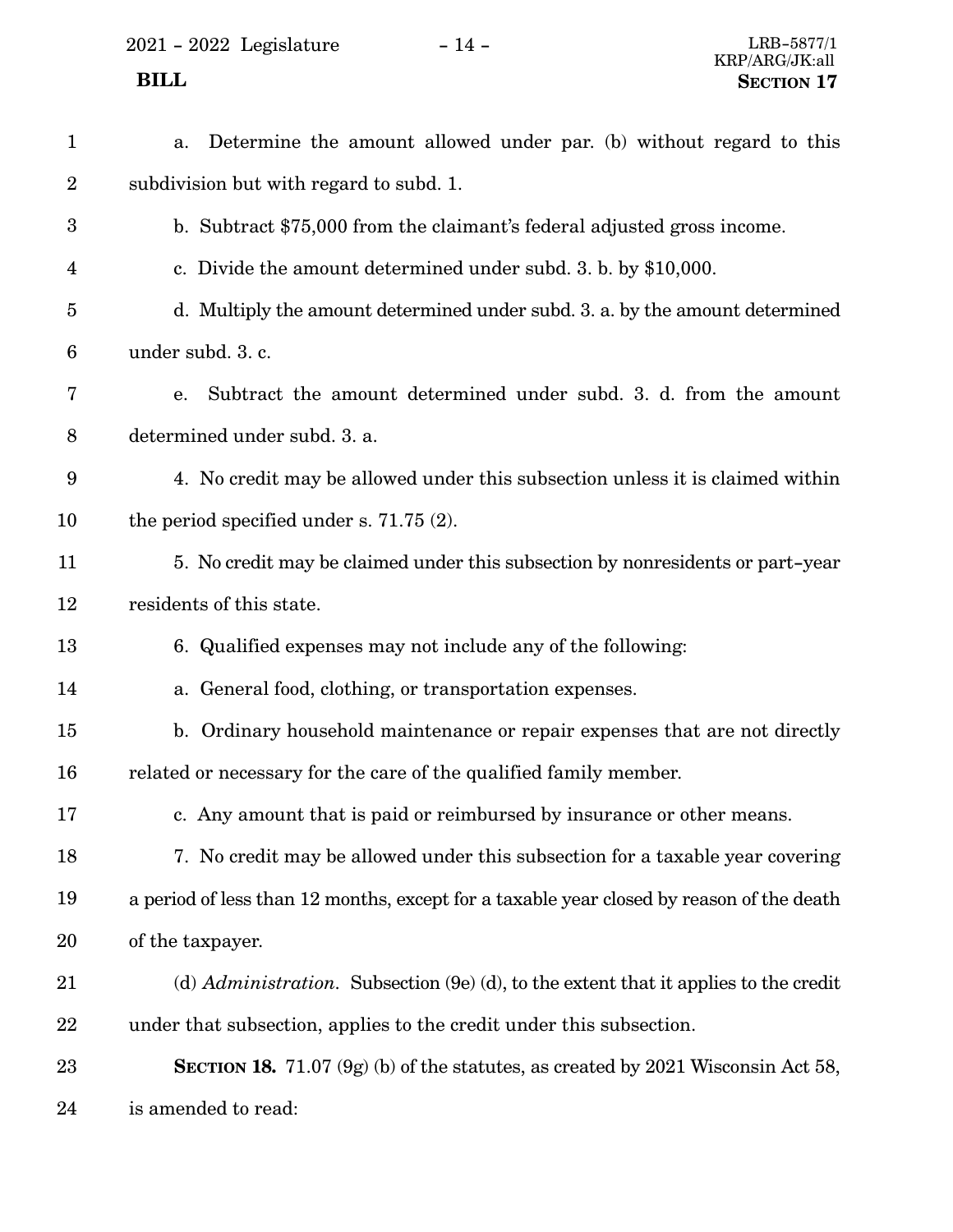a. Determine the amount allowed under par. (b) without regard to this subdivision but with regard to subd. 1.

b. Subtract $75,000 from the claimant's federal adjusted gross income.

c. Divide the amount determined under subd. 3. b. by $10,000.

d. Multiply the amount determined under subd. 3. a. by the amount determined under subd. 3. c.

e. Subtract the amount determined under subd. 3. d. from the amount determined under subd. 3. a.

4. No credit may be allowed under this subsection unless it is claimed within the period specified under s. 71.75 (2).

5. No credit may be claimed under this subsection by nonresidents or part-year residents of this state.

6. Qualified expenses may not include any of the following:

a. General food, clothing, or transportation expenses.

b. Ordinary household maintenance or repair expenses that are not directly related or necessary for the care of the qualified family member.

c. Any amount that is paid or reimbursed by insurance or other means.

7. No credit may be allowed under this subsection for a taxable year covering a period of less than 12 months, except for a taxable year closed by reason of the death of the taxpayer.

(d) *Administration.* Subsection (9e) (d), to the extent that it applies to the credit under that subsection, applies to the credit under this subsection.

**SECTION 18.** 71.07 (9g) (b) of the statutes, as created by 2021 Wisconsin Act 58, is amended to read: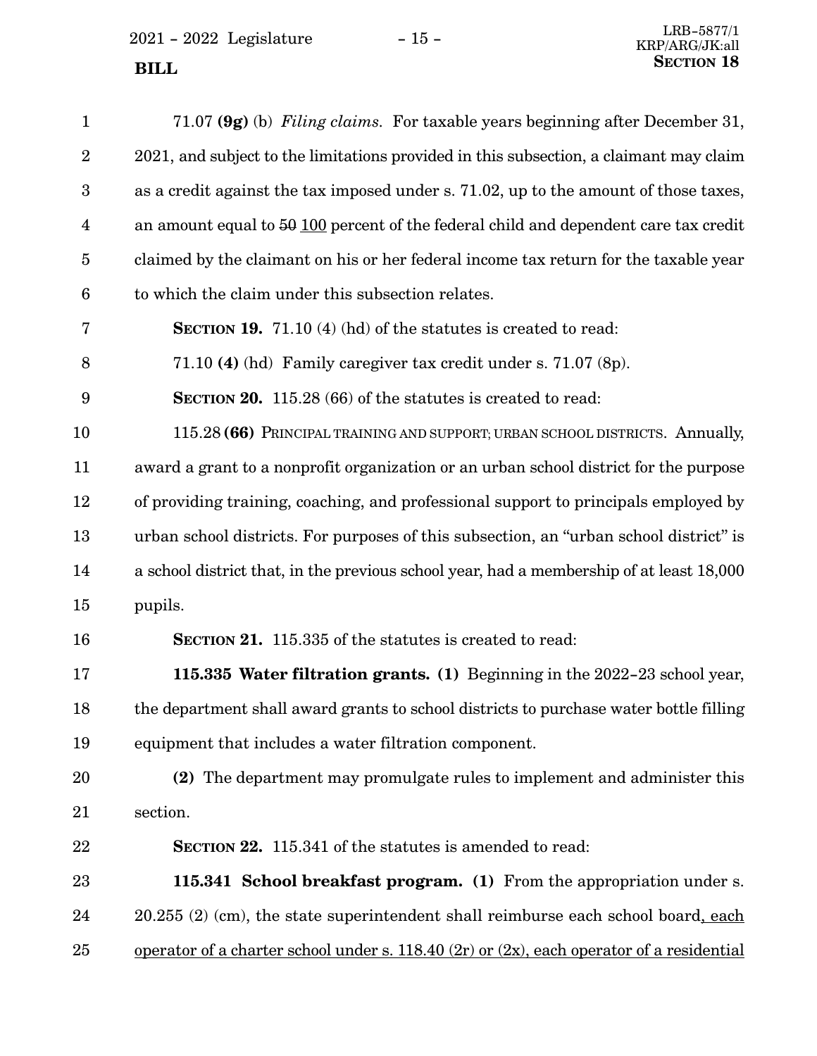71.07 **(9g)** (b) *Filing claims.* For taxable years beginning after December 31, 2021, and subject to the limitations provided in this subsection, a claimant may claim as a credit against the tax imposed under s. 71.02, up to the amount of those taxes, an amount equal to ~~50~~ <u>100</u> percent of the federal child and dependent care tax credit claimed by the claimant on his or her federal income tax return for the taxable year to which the claim under this subsection relates.

**SECTION 19.** 71.10 (4) (hd) of the statutes is created to read:

71.10 **(4)** (hd) Family caregiver tax credit under s. 71.07 (8p).

**SECTION 20.** 115.28 (66) of the statutes is created to read:

115.28 **(66)** PRINCIPAL TRAINING AND SUPPORT; URBAN SCHOOL DISTRICTS. Annually, award a grant to a nonprofit organization or an urban school district for the purpose of providing training, coaching, and professional support to principals employed by urban school districts. For purposes of this subsection, an "urban school district" is a school district that, in the previous school year, had a membership of at least 18,000 pupils.

**SECTION 21.** 115.335 of the statutes is created to read:

**115.335 Water filtration grants. (1)** Beginning in the 2022-23 school year, the department shall award grants to school districts to purchase water bottle filling equipment that includes a water filtration component.

**(2)** The department may promulgate rules to implement and administer this section.

**SECTION 22.** 115.341 of the statutes is amended to read:

**115.341 School breakfast program. (1)** From the appropriation under s. 20.255 (2) (cm), the state superintendent shall reimburse each school board<u>, each operator of a charter school under s. 118.40 (2r) or (2x), each operator of a residential</u>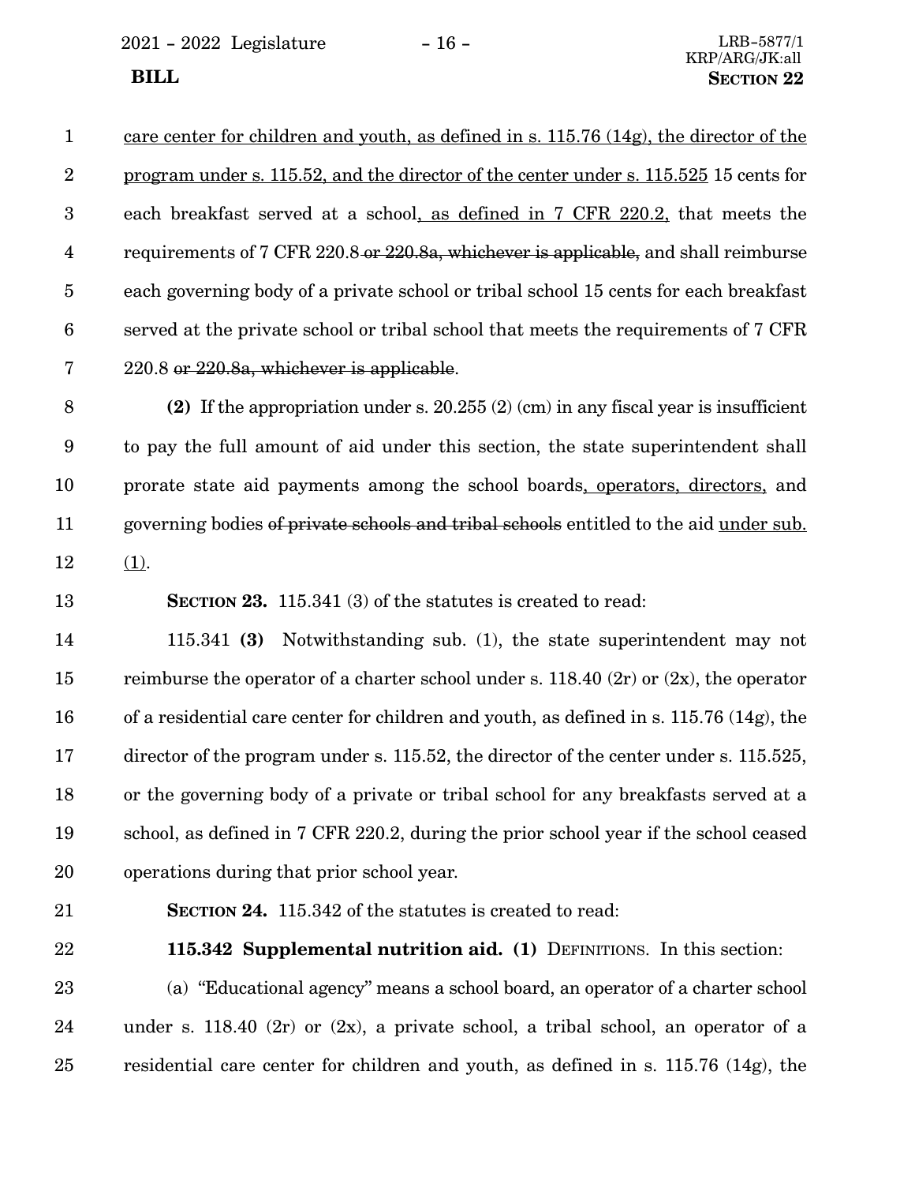care center for children and youth, as defined in s. 115.76 (14g), the director of the program under s. 115.52, and the director of the center under s. 115.525 15 cents for each breakfast served at a school, as defined in 7 CFR 220.2, that meets the requirements of 7 CFR 220.8 ~~or 220.8a, whichever is applicable,~~ and shall reimburse each governing body of a private school or tribal school 15 cents for each breakfast served at the private school or tribal school that meets the requirements of 7 CFR 220.8 ~~or 220.8a, whichever is applicable~~.

**(2)** If the appropriation under s. 20.255 (2) (cm) in any fiscal year is insufficient to pay the full amount of aid under this section, the state superintendent shall prorate state aid payments among the school boards, operators, directors, and governing bodies ~~of private schools and tribal schools~~ entitled to the aid under sub. (1).

**SECTION 23.** 115.341 (3) of the statutes is created to read:

115.341 **(3)** Notwithstanding sub. (1), the state superintendent may not reimburse the operator of a charter school under s. 118.40 (2r) or (2x), the operator of a residential care center for children and youth, as defined in s. 115.76 (14g), the director of the program under s. 115.52, the director of the center under s. 115.525, or the governing body of a private or tribal school for any breakfasts served at a school, as defined in 7 CFR 220.2, during the prior school year if the school ceased operations during that prior school year.

**SECTION 24.** 115.342 of the statutes is created to read:

**115.342 Supplemental nutrition aid. (1)** DEFINITIONS. In this section:

(a) "Educational agency" means a school board, an operator of a charter school under s. 118.40 (2r) or (2x), a private school, a tribal school, an operator of a residential care center for children and youth, as defined in s. 115.76 (14g), the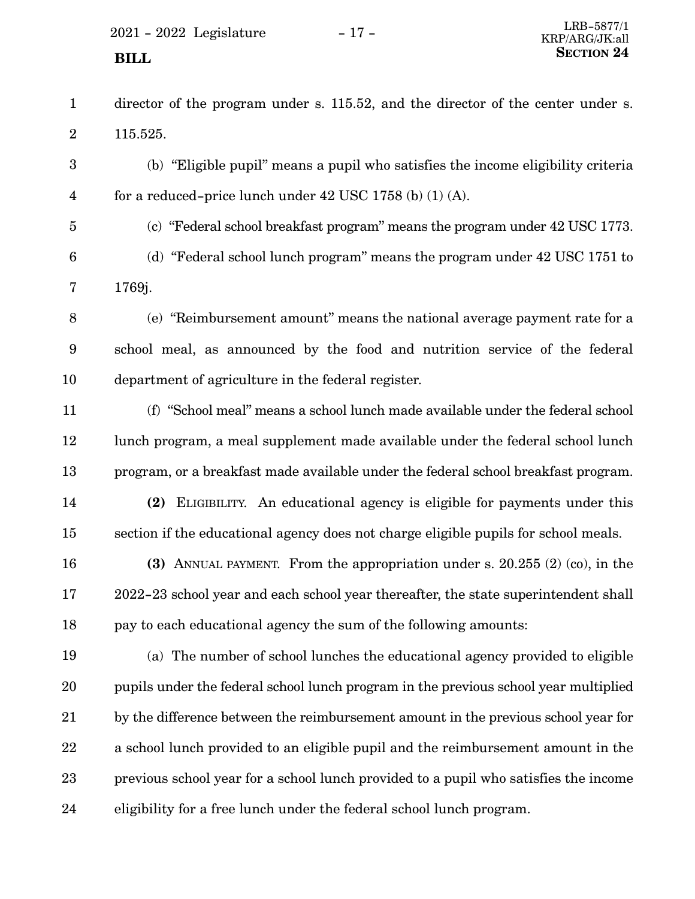director of the program under s. 115.52, and the director of the center under s. 115.525.

(b) "Eligible pupil" means a pupil who satisfies the income eligibility criteria for a reduced-price lunch under 42 USC 1758 (b) (1) (A).

(c) "Federal school breakfast program" means the program under 42 USC 1773.

(d) "Federal school lunch program" means the program under 42 USC 1751 to 1769j.

(e) "Reimbursement amount" means the national average payment rate for a school meal, as announced by the food and nutrition service of the federal department of agriculture in the federal register.

(f) "School meal" means a school lunch made available under the federal school lunch program, a meal supplement made available under the federal school lunch program, or a breakfast made available under the federal school breakfast program.

**(2)** ELIGIBILITY. An educational agency is eligible for payments under this section if the educational agency does not charge eligible pupils for school meals.

**(3)** ANNUAL PAYMENT. From the appropriation under s. 20.255 (2) (co), in the 2022-23 school year and each school year thereafter, the state superintendent shall pay to each educational agency the sum of the following amounts:

(a) The number of school lunches the educational agency provided to eligible pupils under the federal school lunch program in the previous school year multiplied by the difference between the reimbursement amount in the previous school year for a school lunch provided to an eligible pupil and the reimbursement amount in the previous school year for a school lunch provided to a pupil who satisfies the income eligibility for a free lunch under the federal school lunch program.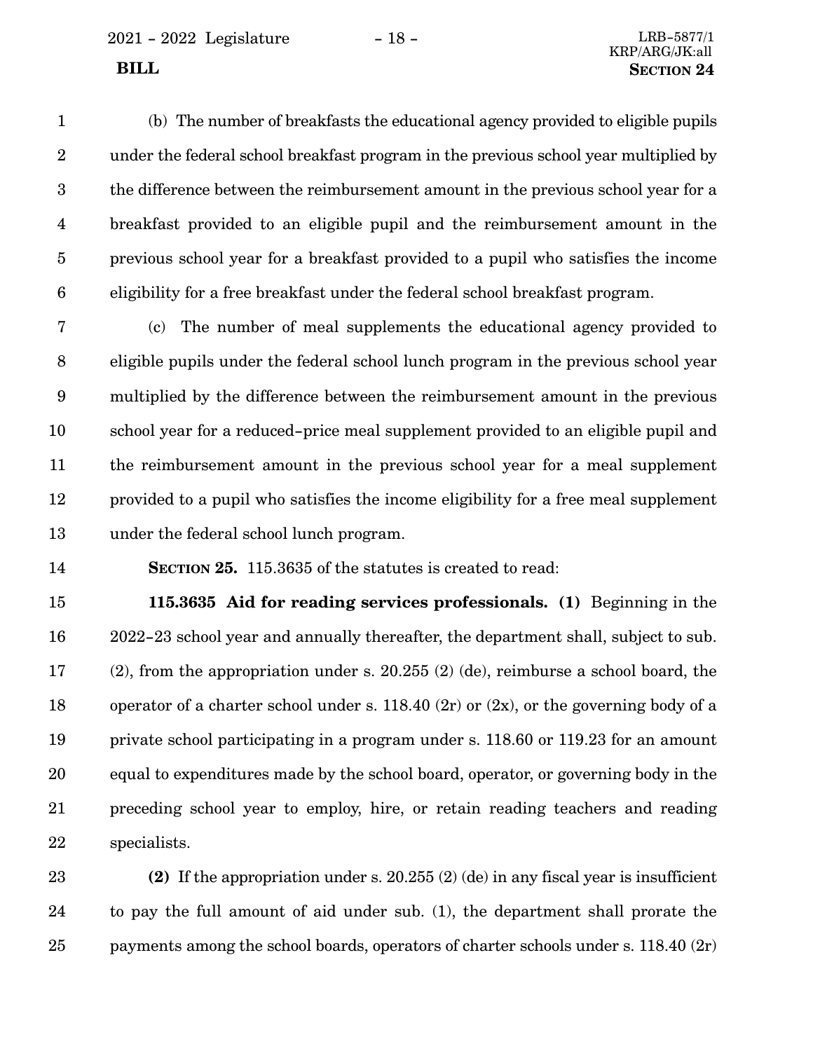(b) The number of breakfasts the educational agency provided to eligible pupils under the federal school breakfast program in the previous school year multiplied by the difference between the reimbursement amount in the previous school year for a breakfast provided to an eligible pupil and the reimbursement amount in the previous school year for a breakfast provided to a pupil who satisfies the income eligibility for a free breakfast under the federal school breakfast program.

(c) The number of meal supplements the educational agency provided to eligible pupils under the federal school lunch program in the previous school year multiplied by the difference between the reimbursement amount in the previous school year for a reduced-price meal supplement provided to an eligible pupil and the reimbursement amount in the previous school year for a meal supplement provided to a pupil who satisfies the income eligibility for a free meal supplement under the federal school lunch program.

**SECTION 25.** 115.3635 of the statutes is created to read:

**115.3635 Aid for reading services professionals. (1)** Beginning in the 2022-23 school year and annually thereafter, the department shall, subject to sub. (2), from the appropriation under s. 20.255 (2) (de), reimburse a school board, the operator of a charter school under s. 118.40 (2r) or (2x), or the governing body of a private school participating in a program under s. 118.60 or 119.23 for an amount equal to expenditures made by the school board, operator, or governing body in the preceding school year to employ, hire, or retain reading teachers and reading specialists.

**(2)** If the appropriation under s. 20.255 (2) (de) in any fiscal year is insufficient to pay the full amount of aid under sub. (1), the department shall prorate the payments among the school boards, operators of charter schools under s. 118.40 (2r)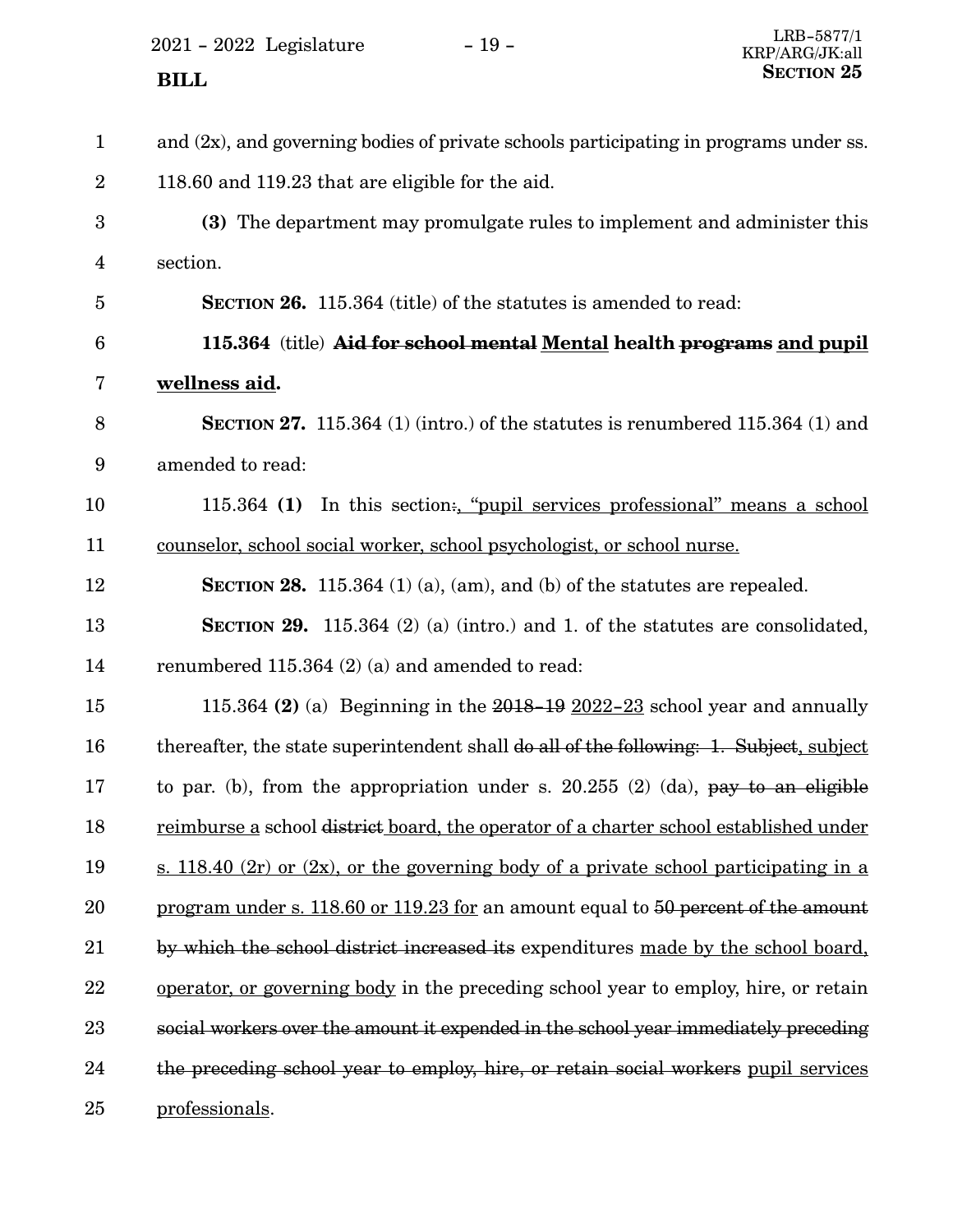and (2x), and governing bodies of private schools participating in programs under ss. 118.60 and 119.23 that are eligible for the aid.

**(3)** The department may promulgate rules to implement and administer this section.

**SECTION 26.** 115.364 (title) of the statutes is amended to read:

**115.364** (title) **~~Aid for school mental~~ Mental health ~~programs~~ and pupil wellness aid.**

**SECTION 27.** 115.364 (1) (intro.) of the statutes is renumbered 115.364 (1) and amended to read:

115.364 **(1)** In this section~~:~~, "pupil services professional" means a school counselor, school social worker, school psychologist, or school nurse.

**SECTION 28.** 115.364 (1) (a), (am), and (b) of the statutes are repealed.

**SECTION 29.** 115.364 (2) (a) (intro.) and 1. of the statutes are consolidated, renumbered 115.364 (2) (a) and amended to read:

115.364 **(2)** (a) Beginning in the ~~2018-19~~ 2022-23 school year and annually thereafter, the state superintendent shall ~~do all of the following: 1. Subject~~, subject to par. (b), from the appropriation under s. 20.255 (2) (da), ~~pay to an eligible~~ reimburse a school ~~district~~ board, the operator of a charter school established under s. 118.40 (2r) or (2x), or the governing body of a private school participating in a program under s. 118.60 or 119.23 for an amount equal to ~~50 percent of the amount by which the school district increased its~~ expenditures made by the school board, operator, or governing body in the preceding school year to employ, hire, or retain ~~social workers over the amount it expended in the school year immediately preceding the preceding school year to employ, hire, or retain social workers~~ pupil services professionals.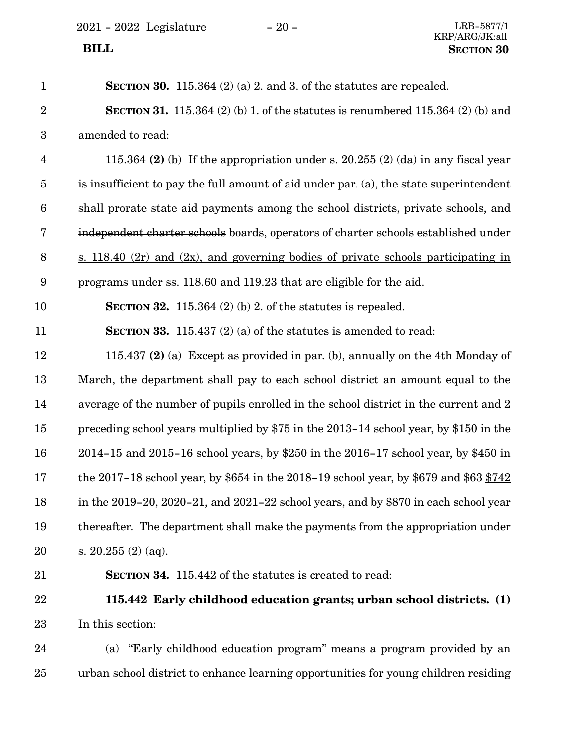**SECTION 30.** 115.364 (2) (a) 2. and 3. of the statutes are repealed.

**SECTION 31.** 115.364 (2) (b) 1. of the statutes is renumbered 115.364 (2) (b) and amended to read:

115.364 **(2)** (b) If the appropriation under s. 20.255 (2) (da) in any fiscal year is insufficient to pay the full amount of aid under par. (a), the state superintendent shall prorate state aid payments among the school ~~districts, private schools, and independent charter schools~~ boards, operators of charter schools established under s. 118.40 (2r) and (2x), and governing bodies of private schools participating in programs under ss. 118.60 and 119.23 that are eligible for the aid.

**SECTION 32.** 115.364 (2) (b) 2. of the statutes is repealed.

**SECTION 33.** 115.437 (2) (a) of the statutes is amended to read:

115.437 **(2)** (a) Except as provided in par. (b), annually on the 4th Monday of March, the department shall pay to each school district an amount equal to the average of the number of pupils enrolled in the school district in the current and 2 preceding school years multiplied by $75 in the 2013-14 school year, by $150 in the 2014-15 and 2015-16 school years, by $250 in the 2016-17 school year, by $450 in the 2017-18 school year, by $654 in the 2018-19 school year, by ~~$679 and $63~~ $742 in the 2019-20, 2020-21, and 2021-22 school years, and by $870 in each school year thereafter. The department shall make the payments from the appropriation under s. 20.255 (2) (aq).

**SECTION 34.** 115.442 of the statutes is created to read:

**115.442 Early childhood education grants; urban school districts. (1)** In this section:

(a) "Early childhood education program" means a program provided by an urban school district to enhance learning opportunities for young children residing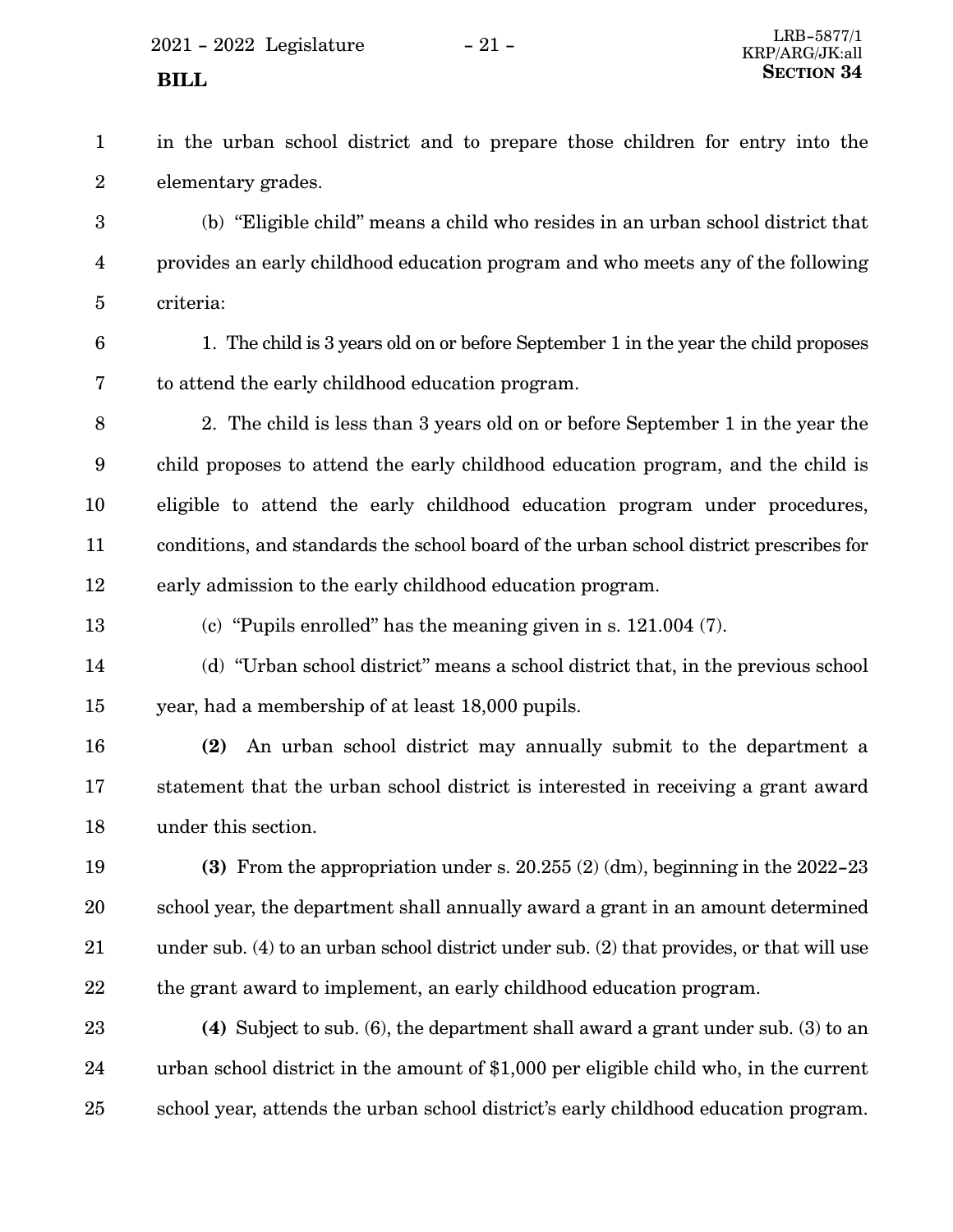in the urban school district and to prepare those children for entry into the elementary grades.

(b) "Eligible child" means a child who resides in an urban school district that provides an early childhood education program and who meets any of the following criteria:

1. The child is 3 years old on or before September 1 in the year the child proposes to attend the early childhood education program.

2. The child is less than 3 years old on or before September 1 in the year the child proposes to attend the early childhood education program, and the child is eligible to attend the early childhood education program under procedures, conditions, and standards the school board of the urban school district prescribes for early admission to the early childhood education program.

(c) "Pupils enrolled" has the meaning given in s. 121.004 (7).

(d) "Urban school district" means a school district that, in the previous school year, had a membership of at least 18,000 pupils.

**(2)** An urban school district may annually submit to the department a statement that the urban school district is interested in receiving a grant award under this section.

**(3)** From the appropriation under s. 20.255 (2) (dm), beginning in the 2022-23 school year, the department shall annually award a grant in an amount determined under sub. (4) to an urban school district under sub. (2) that provides, or that will use the grant award to implement, an early childhood education program.

**(4)** Subject to sub. (6), the department shall award a grant under sub. (3) to an urban school district in the amount of $1,000 per eligible child who, in the current school year, attends the urban school district's early childhood education program.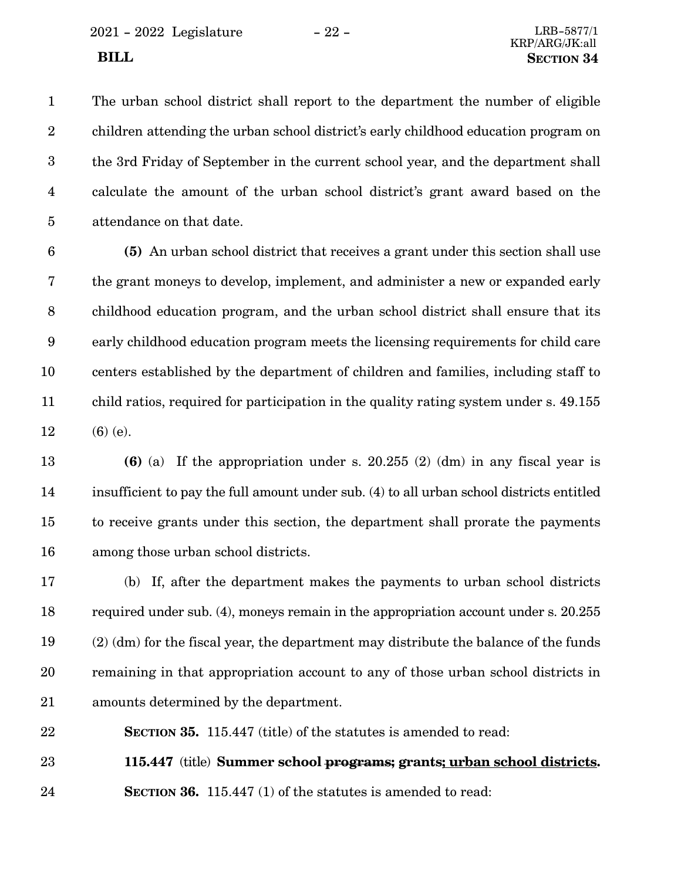The urban school district shall report to the department the number of eligible children attending the urban school district's early childhood education program on the 3rd Friday of September in the current school year, and the department shall calculate the amount of the urban school district's grant award based on the attendance on that date.

**(5)** An urban school district that receives a grant under this section shall use the grant moneys to develop, implement, and administer a new or expanded early childhood education program, and the urban school district shall ensure that its early childhood education program meets the licensing requirements for child care centers established by the department of children and families, including staff to child ratios, required for participation in the quality rating system under s. 49.155 (6) (e).

**(6)** (a) If the appropriation under s. 20.255 (2) (dm) in any fiscal year is insufficient to pay the full amount under sub. (4) to all urban school districts entitled to receive grants under this section, the department shall prorate the payments among those urban school districts.

(b) If, after the department makes the payments to urban school districts required under sub. (4), moneys remain in the appropriation account under s. 20.255 (2) (dm) for the fiscal year, the department may distribute the balance of the funds remaining in that appropriation account to any of those urban school districts in amounts determined by the department.

**SECTION 35.** 115.447 (title) of the statutes is amended to read:

**115.447** (title) **Summer school ~~programs~~; grants; urban school districts.**

**SECTION 36.** 115.447 (1) of the statutes is amended to read: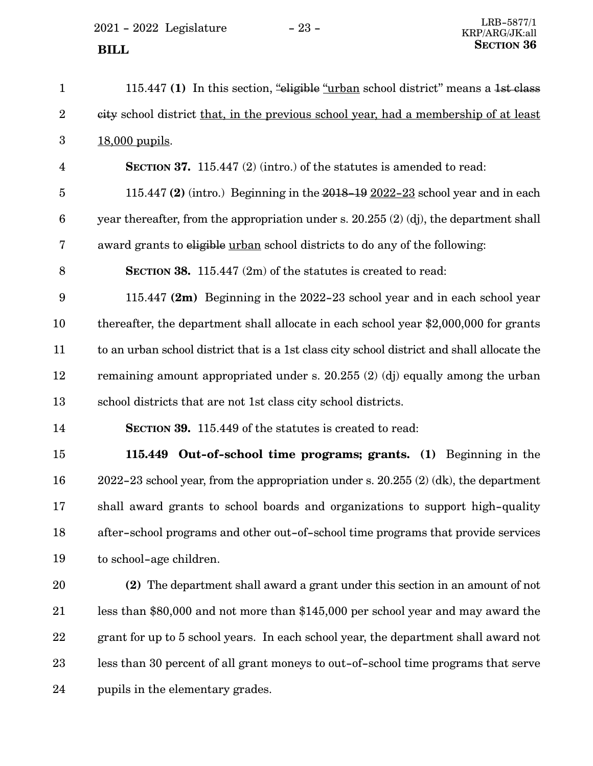115.447 **(1)** In this section, ~~"eligible~~ "urban school district" means a ~~1st class city~~ school district that, in the previous school year, had a membership of at least 18,000 pupils.

**SECTION 37.** 115.447 (2) (intro.) of the statutes is amended to read:

115.447 **(2)** (intro.) Beginning in the ~~2018-19~~ 2022-23 school year and in each year thereafter, from the appropriation under s. 20.255 (2) (dj), the department shall award grants to ~~eligible~~ urban school districts to do any of the following:

**SECTION 38.** 115.447 (2m) of the statutes is created to read:

115.447 **(2m)** Beginning in the 2022-23 school year and in each school year thereafter, the department shall allocate in each school year $2,000,000 for grants to an urban school district that is a 1st class city school district and shall allocate the remaining amount appropriated under s. 20.255 (2) (dj) equally among the urban school districts that are not 1st class city school districts.

**SECTION 39.** 115.449 of the statutes is created to read:

**115.449 Out-of-school time programs; grants. (1)** Beginning in the 2022-23 school year, from the appropriation under s. 20.255 (2) (dk), the department shall award grants to school boards and organizations to support high-quality after-school programs and other out-of-school time programs that provide services to school-age children.

**(2)** The department shall award a grant under this section in an amount of not less than $80,000 and not more than $145,000 per school year and may award the grant for up to 5 school years. In each school year, the department shall award not less than 30 percent of all grant moneys to out-of-school time programs that serve pupils in the elementary grades.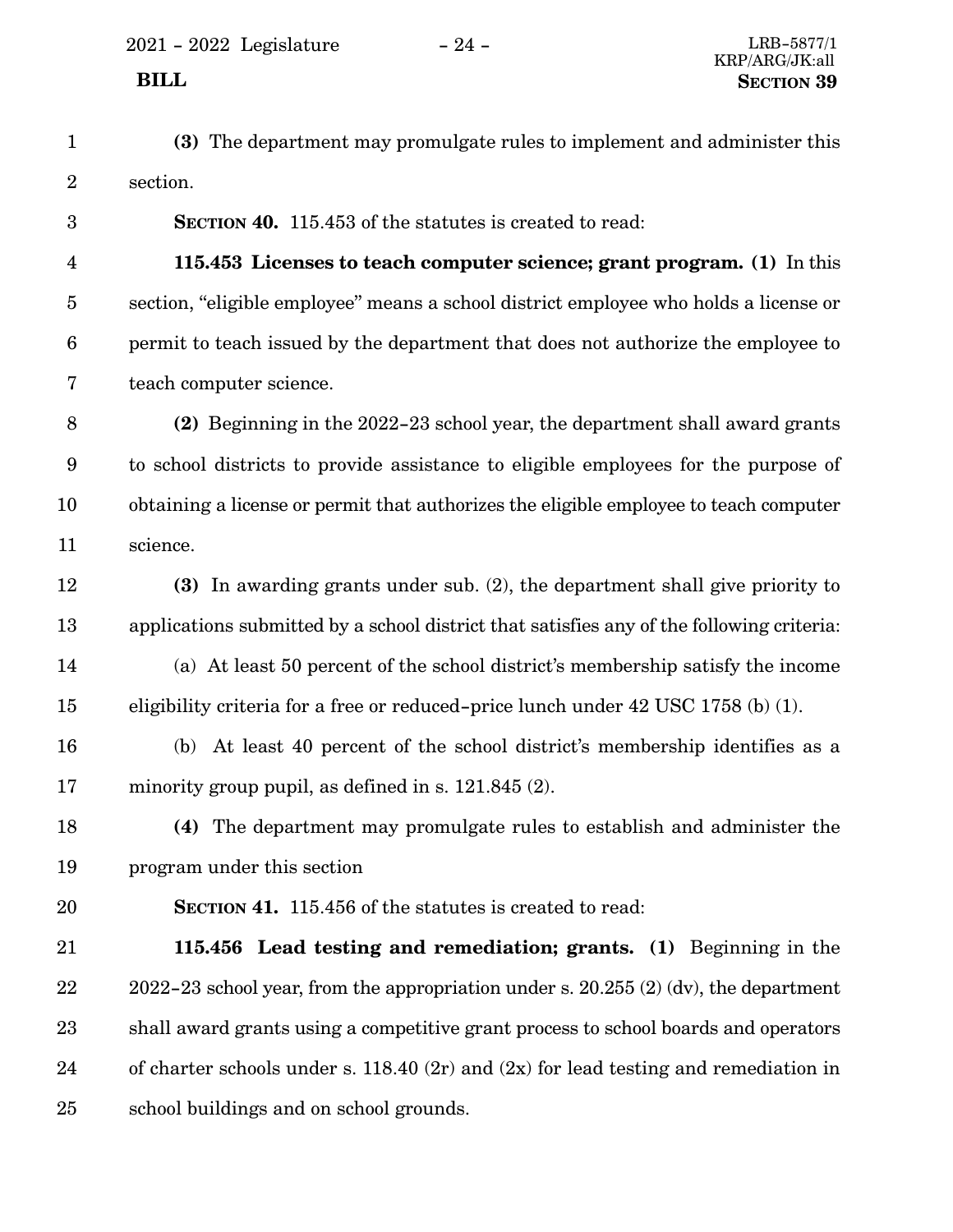**(3)** The department may promulgate rules to implement and administer this section.

**SECTION 40.** 115.453 of the statutes is created to read:

**115.453 Licenses to teach computer science; grant program. (1)** In this section, "eligible employee" means a school district employee who holds a license or permit to teach issued by the department that does not authorize the employee to teach computer science.

**(2)** Beginning in the 2022-23 school year, the department shall award grants to school districts to provide assistance to eligible employees for the purpose of obtaining a license or permit that authorizes the eligible employee to teach computer science.

**(3)** In awarding grants under sub. (2), the department shall give priority to applications submitted by a school district that satisfies any of the following criteria:

(a) At least 50 percent of the school district's membership satisfy the income eligibility criteria for a free or reduced-price lunch under 42 USC 1758 (b) (1).

(b) At least 40 percent of the school district's membership identifies as a minority group pupil, as defined in s. 121.845 (2).

**(4)** The department may promulgate rules to establish and administer the program under this section

**SECTION 41.** 115.456 of the statutes is created to read:

**115.456 Lead testing and remediation; grants. (1)** Beginning in the 2022-23 school year, from the appropriation under s. 20.255 (2) (dv), the department shall award grants using a competitive grant process to school boards and operators of charter schools under s. 118.40 (2r) and (2x) for lead testing and remediation in school buildings and on school grounds.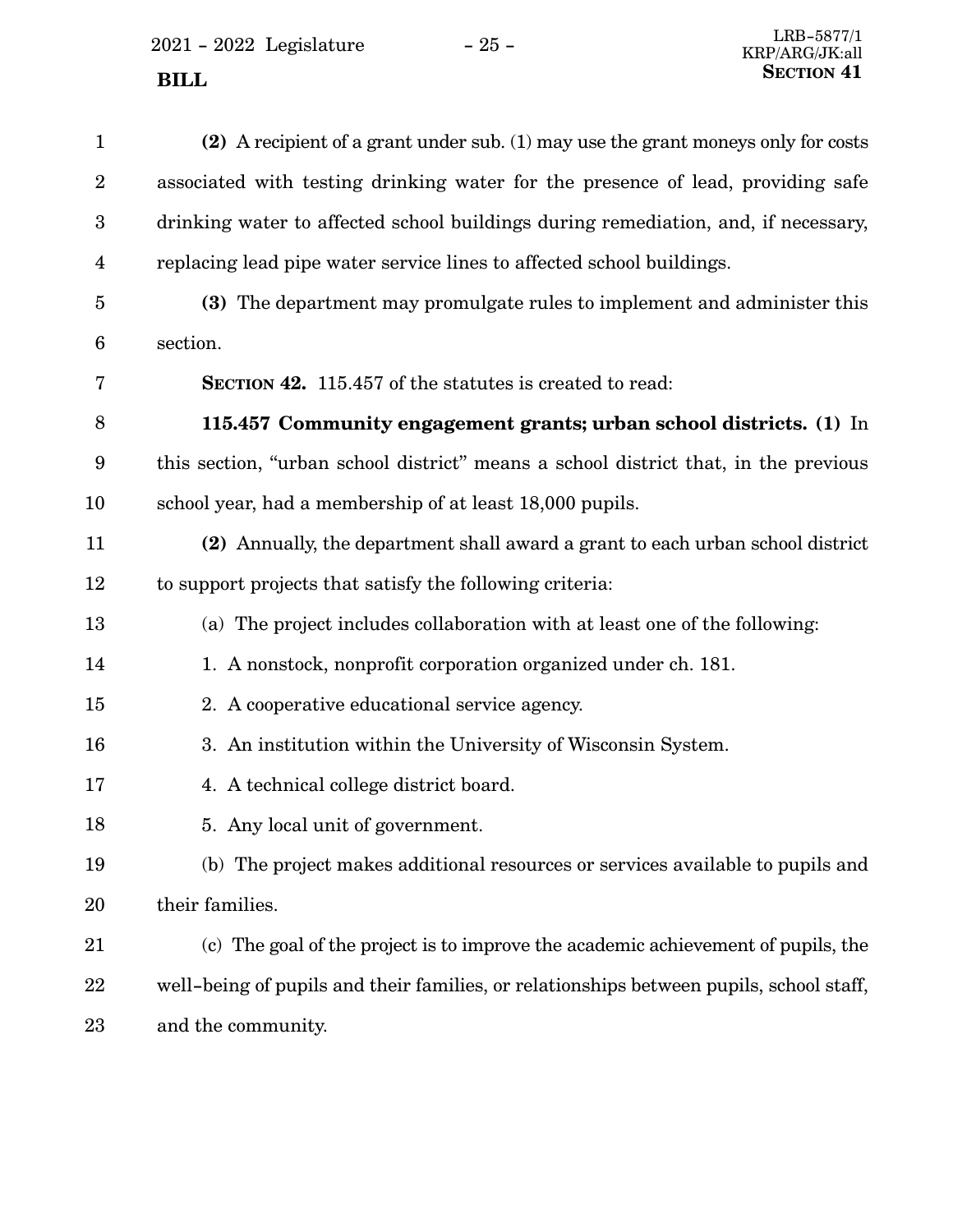**(2)** A recipient of a grant under sub. (1) may use the grant moneys only for costs associated with testing drinking water for the presence of lead, providing safe drinking water to affected school buildings during remediation, and, if necessary, replacing lead pipe water service lines to affected school buildings.

**(3)** The department may promulgate rules to implement and administer this section.

**SECTION 42.** 115.457 of the statutes is created to read:

**115.457 Community engagement grants; urban school districts. (1)** In this section, "urban school district" means a school district that, in the previous school year, had a membership of at least 18,000 pupils.

**(2)** Annually, the department shall award a grant to each urban school district to support projects that satisfy the following criteria:

(a) The project includes collaboration with at least one of the following:

1. A nonstock, nonprofit corporation organized under ch. 181.

2. A cooperative educational service agency.

3. An institution within the University of Wisconsin System.

4. A technical college district board.

5. Any local unit of government.

(b) The project makes additional resources or services available to pupils and their families.

(c) The goal of the project is to improve the academic achievement of pupils, the well-being of pupils and their families, or relationships between pupils, school staff, and the community.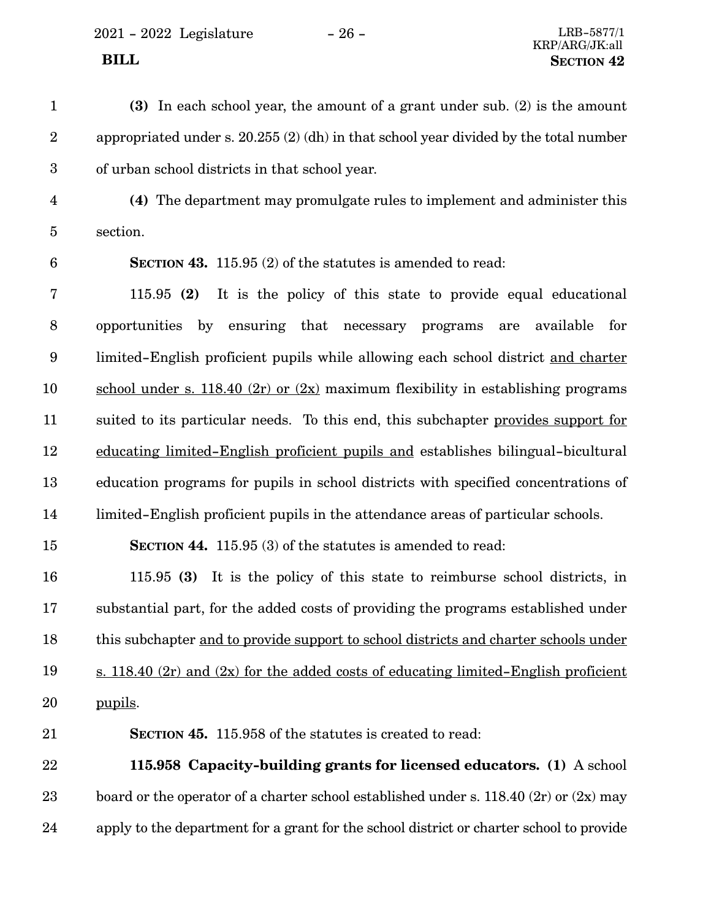**(3)** In each school year, the amount of a grant under sub. (2) is the amount appropriated under s. 20.255 (2) (dh) in that school year divided by the total number of urban school districts in that school year.

**(4)** The department may promulgate rules to implement and administer this section.

**SECTION 43.** 115.95 (2) of the statutes is amended to read:

115.95 **(2)** It is the policy of this state to provide equal educational opportunities by ensuring that necessary programs are available for limited-English proficient pupils while allowing each school district and charter school under s. 118.40 (2r) or (2x) maximum flexibility in establishing programs suited to its particular needs. To this end, this subchapter provides support for educating limited-English proficient pupils and establishes bilingual-bicultural education programs for pupils in school districts with specified concentrations of limited-English proficient pupils in the attendance areas of particular schools.

**SECTION 44.** 115.95 (3) of the statutes is amended to read:

115.95 **(3)** It is the policy of this state to reimburse school districts, in substantial part, for the added costs of providing the programs established under this subchapter and to provide support to school districts and charter schools under s. 118.40 (2r) and (2x) for the added costs of educating limited-English proficient pupils.

**SECTION 45.** 115.958 of the statutes is created to read:

**115.958 Capacity-building grants for licensed educators. (1)** A school board or the operator of a charter school established under s. 118.40 (2r) or (2x) may apply to the department for a grant for the school district or charter school to provide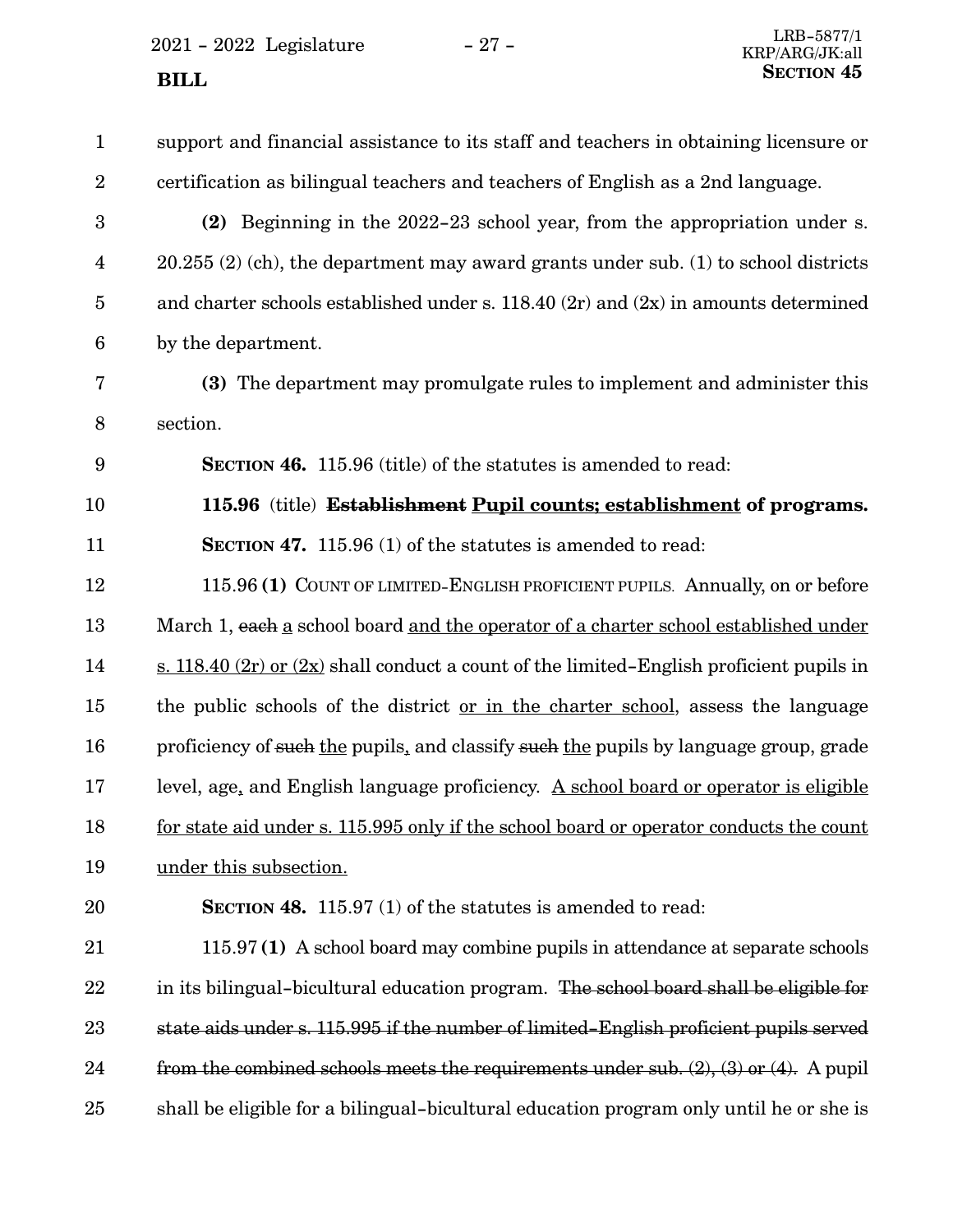support and financial assistance to its staff and teachers in obtaining licensure or certification as bilingual teachers and teachers of English as a 2nd language.

**(2)** Beginning in the 2022-23 school year, from the appropriation under s. 20.255 (2) (ch), the department may award grants under sub. (1) to school districts and charter schools established under s. 118.40 (2r) and (2x) in amounts determined by the department.

**(3)** The department may promulgate rules to implement and administer this section.

**SECTION 46.** 115.96 (title) of the statutes is amended to read:

**115.96** (title) **~~Establishment~~ <u>Pupil counts; establishment</u> of programs.**

**SECTION 47.** 115.96 (1) of the statutes is amended to read:

115.96 **(1)** COUNT OF LIMITED-ENGLISH PROFICIENT PUPILS. Annually, on or before March 1, ~~each~~ <u>a</u> school board <u>and the operator of a charter school established under s. 118.40 (2r) or (2x)</u> shall conduct a count of the limited-English proficient pupils in the public schools of the district <u>or in the charter school</u>, assess the language proficiency of ~~such~~ <u>the</u> pupils<u>,</u> and classify ~~such~~ <u>the</u> pupils by language group, grade level, age<u>,</u> and English language proficiency. <u>A school board or operator is eligible for state aid under s. 115.995 only if the school board or operator conducts the count under this subsection.</u>

**SECTION 48.** 115.97 (1) of the statutes is amended to read:

115.97 **(1)** A school board may combine pupils in attendance at separate schools in its bilingual-bicultural education program. ~~The school board shall be eligible for state aids under s. 115.995 if the number of limited-English proficient pupils served from the combined schools meets the requirements under sub. (2), (3) or (4).~~ A pupil shall be eligible for a bilingual-bicultural education program only until he or she is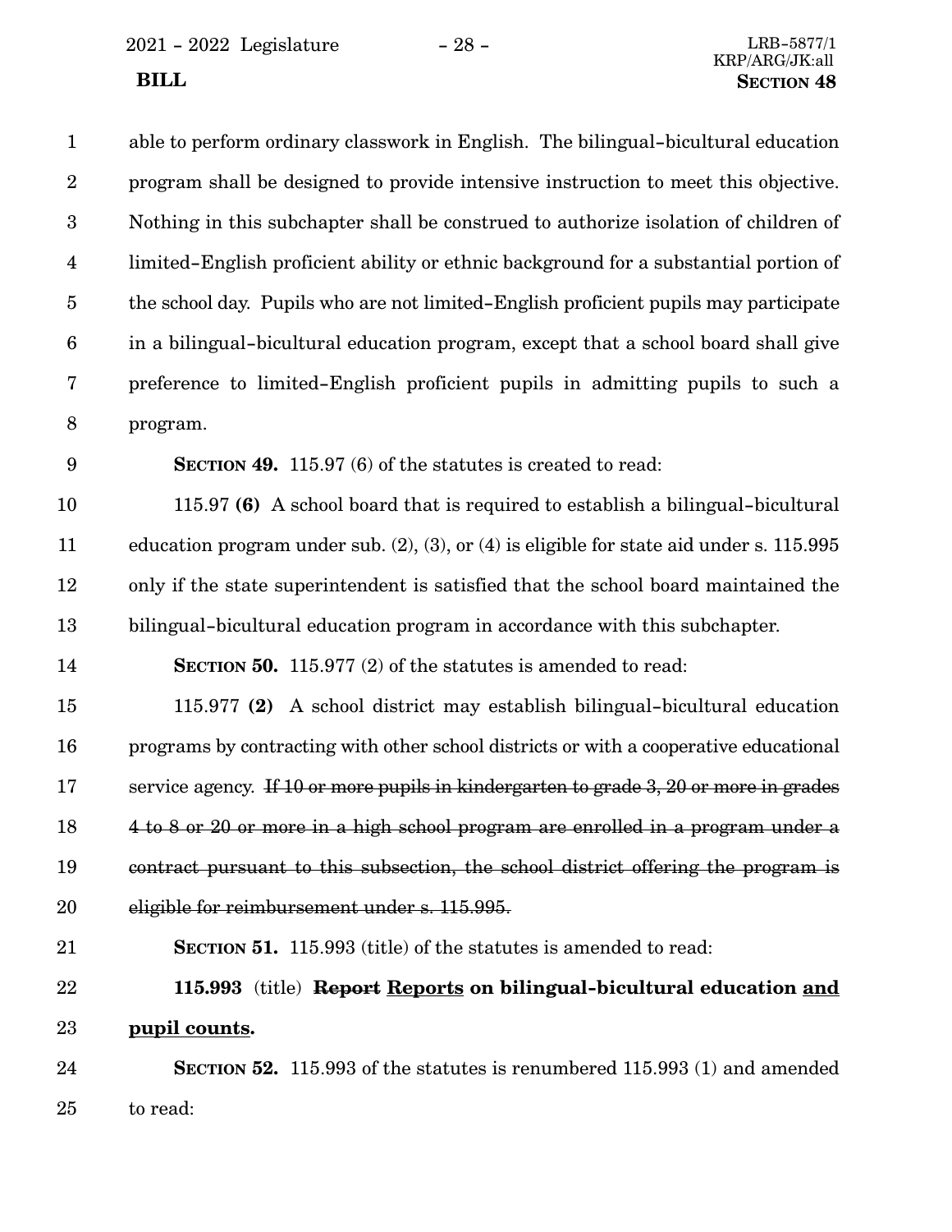able to perform ordinary classwork in English. The bilingual-bicultural education program shall be designed to provide intensive instruction to meet this objective. Nothing in this subchapter shall be construed to authorize isolation of children of limited-English proficient ability or ethnic background for a substantial portion of the school day. Pupils who are not limited-English proficient pupils may participate in a bilingual-bicultural education program, except that a school board shall give preference to limited-English proficient pupils in admitting pupils to such a program.

**SECTION 49.** 115.97 (6) of the statutes is created to read:

115.97 **(6)** A school board that is required to establish a bilingual-bicultural education program under sub. (2), (3), or (4) is eligible for state aid under s. 115.995 only if the state superintendent is satisfied that the school board maintained the bilingual-bicultural education program in accordance with this subchapter.

**SECTION 50.** 115.977 (2) of the statutes is amended to read:

115.977 **(2)** A school district may establish bilingual-bicultural education programs by contracting with other school districts or with a cooperative educational service agency. ~~If 10 or more pupils in kindergarten to grade 3, 20 or more in grades 4 to 8 or 20 or more in a high school program are enrolled in a program under a contract pursuant to this subsection, the school district offering the program is eligible for reimbursement under s. 115.995.~~

**SECTION 51.** 115.993 (title) of the statutes is amended to read:

**115.993** (title) **~~Report~~ <u>Reports</u> on bilingual-bicultural education <u>and pupil counts</u>.**

**SECTION 52.** 115.993 of the statutes is renumbered 115.993 (1) and amended to read: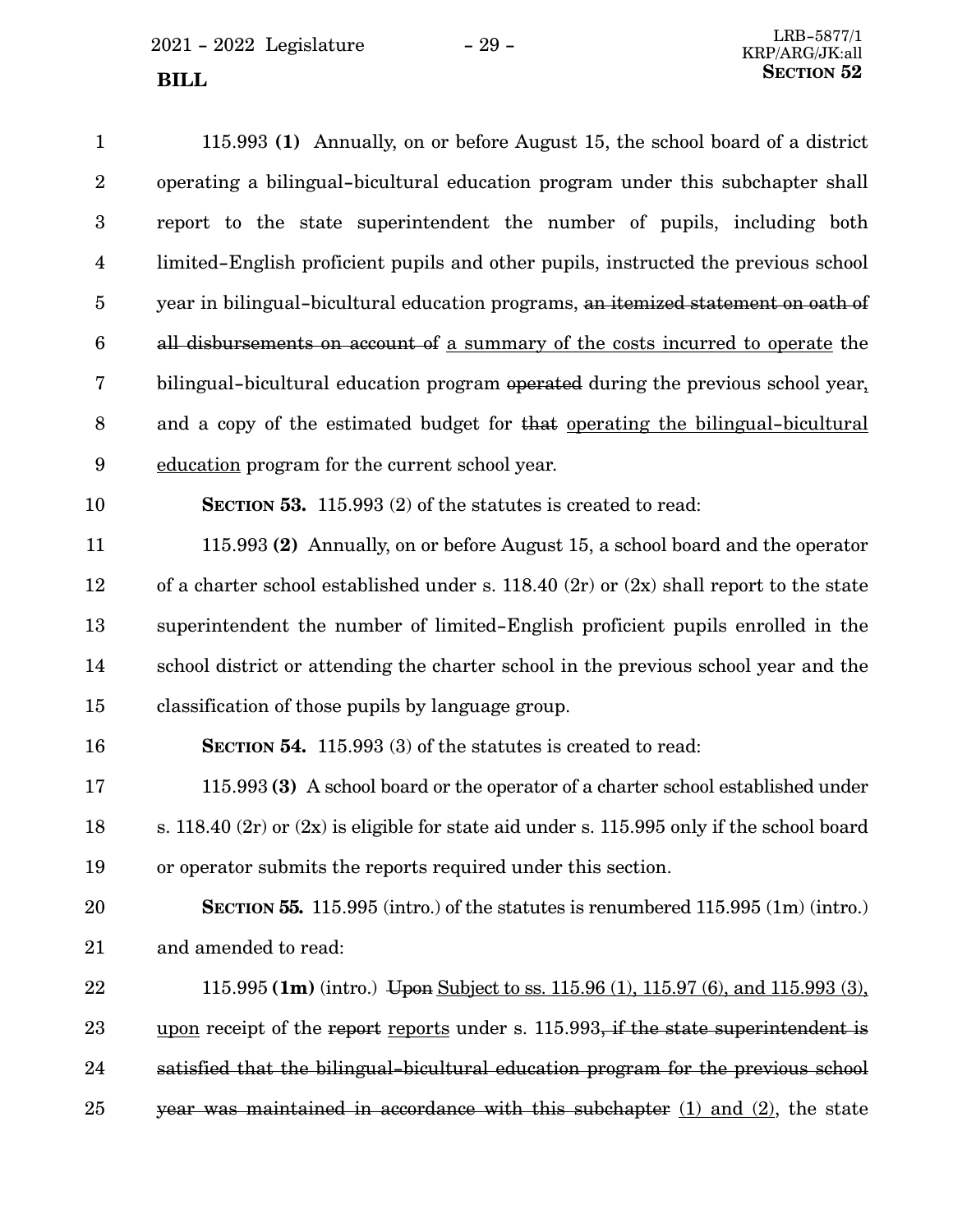115.993 **(1)** Annually, on or before August 15, the school board of a district operating a bilingual-bicultural education program under this subchapter shall report to the state superintendent the number of pupils, including both limited-English proficient pupils and other pupils, instructed the previous school year in bilingual-bicultural education programs, ~~an itemized statement on oath of all disbursements on account of~~ a summary of the costs incurred to operate the bilingual-bicultural education program ~~operated~~ during the previous school year, and a copy of the estimated budget for ~~that~~ operating the bilingual-bicultural education program for the current school year.

**SECTION 53.** 115.993 (2) of the statutes is created to read:

115.993 **(2)** Annually, on or before August 15, a school board and the operator of a charter school established under s. 118.40 (2r) or (2x) shall report to the state superintendent the number of limited-English proficient pupils enrolled in the school district or attending the charter school in the previous school year and the classification of those pupils by language group.

**SECTION 54.** 115.993 (3) of the statutes is created to read:

115.993 **(3)** A school board or the operator of a charter school established under s. 118.40 (2r) or (2x) is eligible for state aid under s. 115.995 only if the school board or operator submits the reports required under this section.

**SECTION 55.** 115.995 (intro.) of the statutes is renumbered 115.995 (1m) (intro.) and amended to read:

115.995 **(1m)** (intro.) ~~Upon~~ Subject to ss. 115.96 (1), 115.97 (6), and 115.993 (3), upon receipt of the ~~report~~ reports under s. 115.993~~, if the state superintendent is satisfied that the bilingual-bicultural education program for the previous school year was maintained in accordance with this subchapter~~ (1) and (2), the state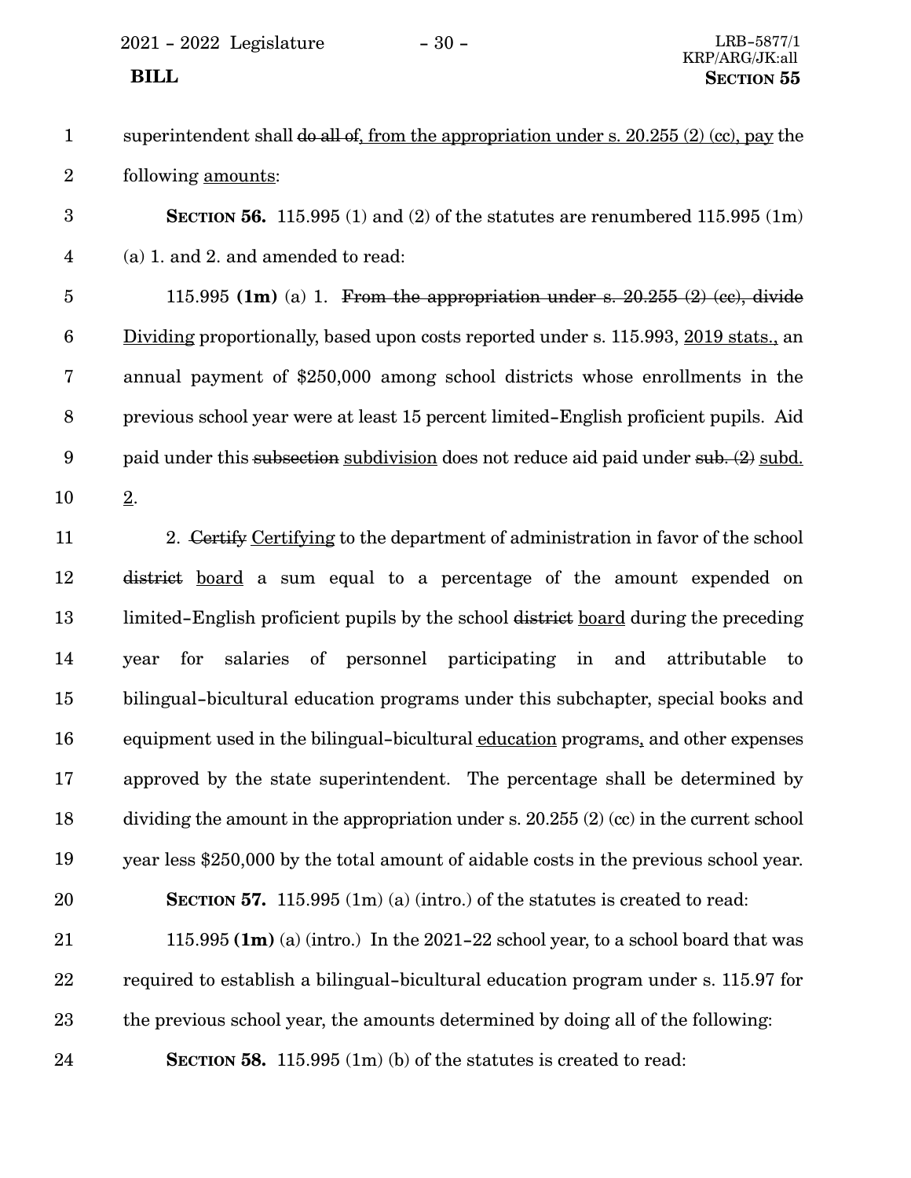superintendent shall ~~do all of~~, from the appropriation under s. 20.255 (2) (cc), pay the following amounts:

**SECTION 56.** 115.995 (1) and (2) of the statutes are renumbered 115.995 (1m) (a) 1. and 2. and amended to read:

115.995 **(1m)** (a) 1. ~~From the appropriation under s. 20.255 (2) (cc), divide~~ Dividing proportionally, based upon costs reported under s. 115.993, 2019 stats., an annual payment of $250,000 among school districts whose enrollments in the previous school year were at least 15 percent limited-English proficient pupils. Aid paid under this ~~subsection~~ subdivision does not reduce aid paid under ~~sub. (2)~~ subd. 2.

2. ~~Certify~~ Certifying to the department of administration in favor of the school ~~district~~ board a sum equal to a percentage of the amount expended on limited-English proficient pupils by the school ~~district~~ board during the preceding year for salaries of personnel participating in and attributable to bilingual-bicultural education programs under this subchapter, special books and equipment used in the bilingual-bicultural education programs, and other expenses approved by the state superintendent. The percentage shall be determined by dividing the amount in the appropriation under s. 20.255 (2) (cc) in the current school year less $250,000 by the total amount of aidable costs in the previous school year.

**SECTION 57.** 115.995 (1m) (a) (intro.) of the statutes is created to read:

115.995 **(1m)** (a) (intro.) In the 2021-22 school year, to a school board that was required to establish a bilingual-bicultural education program under s. 115.97 for the previous school year, the amounts determined by doing all of the following:

**SECTION 58.** 115.995 (1m) (b) of the statutes is created to read: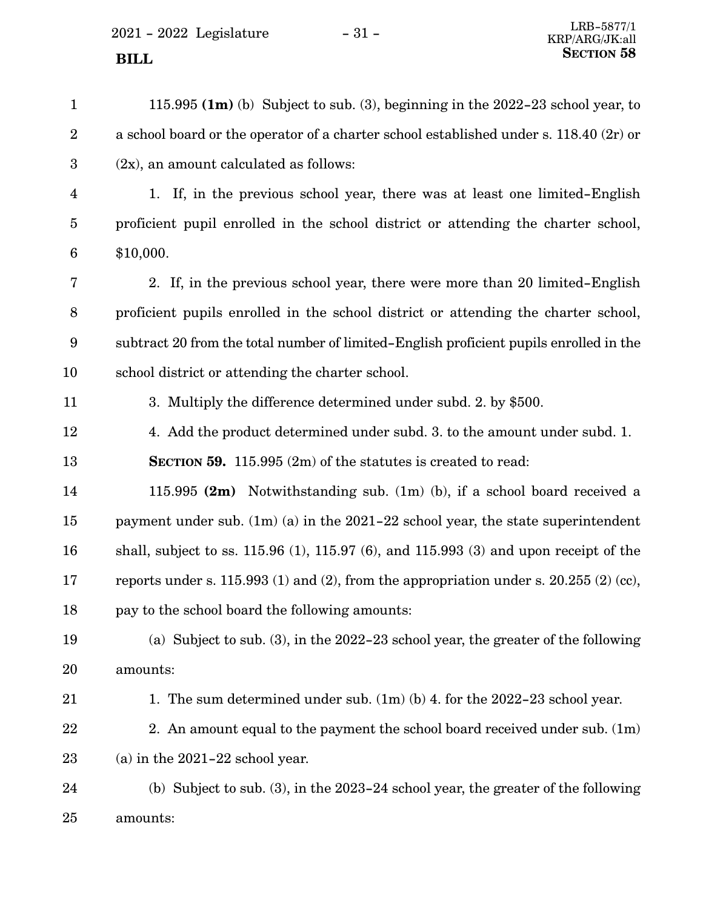115.995 **(1m)** (b) Subject to sub. (3), beginning in the 2022-23 school year, to a school board or the operator of a charter school established under s. 118.40 (2r) or (2x), an amount calculated as follows:

1. If, in the previous school year, there was at least one limited-English proficient pupil enrolled in the school district or attending the charter school, $10,000.

2. If, in the previous school year, there were more than 20 limited-English proficient pupils enrolled in the school district or attending the charter school, subtract 20 from the total number of limited-English proficient pupils enrolled in the school district or attending the charter school.

3. Multiply the difference determined under subd. 2. by $500.

4. Add the product determined under subd. 3. to the amount under subd. 1.

**SECTION 59.** 115.995 (2m) of the statutes is created to read:

115.995 **(2m)** Notwithstanding sub. (1m) (b), if a school board received a payment under sub. (1m) (a) in the 2021-22 school year, the state superintendent shall, subject to ss. 115.96 (1), 115.97 (6), and 115.993 (3) and upon receipt of the reports under s. 115.993 (1) and (2), from the appropriation under s. 20.255 (2) (cc), pay to the school board the following amounts:

(a) Subject to sub. (3), in the 2022-23 school year, the greater of the following amounts:

1. The sum determined under sub. (1m) (b) 4. for the 2022-23 school year.

2. An amount equal to the payment the school board received under sub. (1m) (a) in the 2021-22 school year.

(b) Subject to sub. (3), in the 2023-24 school year, the greater of the following amounts: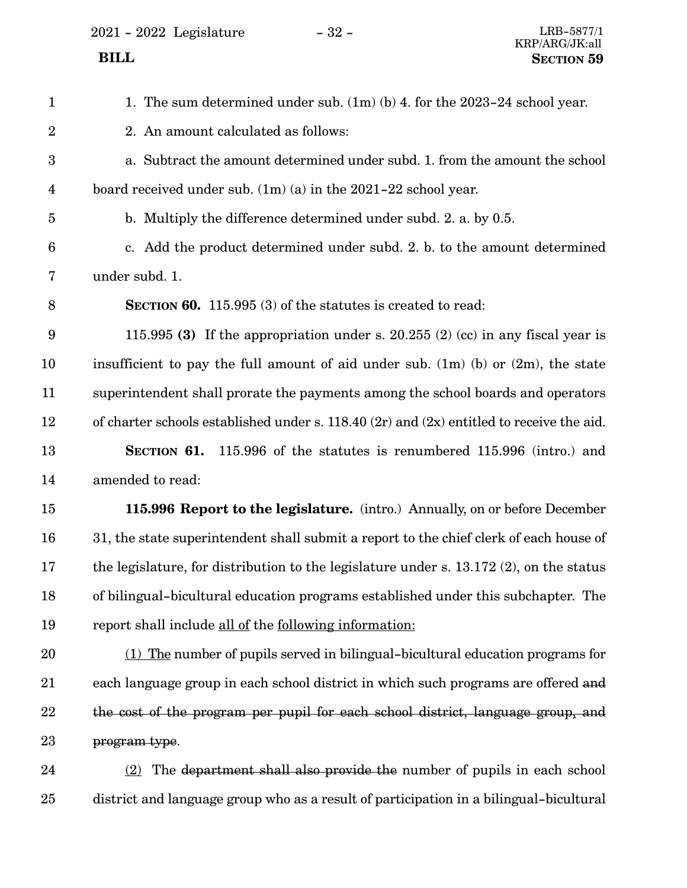1. The sum determined under sub. (1m) (b) 4. for the 2023-24 school year.

2. An amount calculated as follows:

a. Subtract the amount determined under subd. 1. from the amount the school board received under sub. (1m) (a) in the 2021-22 school year.

b. Multiply the difference determined under subd. 2. a. by 0.5.

c. Add the product determined under subd. 2. b. to the amount determined under subd. 1.

**SECTION 60.** 115.995 (3) of the statutes is created to read:

115.995 **(3)** If the appropriation under s. 20.255 (2) (cc) in any fiscal year is insufficient to pay the full amount of aid under sub. (1m) (b) or (2m), the state superintendent shall prorate the payments among the school boards and operators of charter schools established under s. 118.40 (2r) and (2x) entitled to receive the aid.

**SECTION 61.** 115.996 of the statutes is renumbered 115.996 (intro.) and amended to read:

**115.996 Report to the legislature.** (intro.) Annually, on or before December 31, the state superintendent shall submit a report to the chief clerk of each house of the legislature, for distribution to the legislature under s. 13.172 (2), on the status of bilingual-bicultural education programs established under this subchapter. The report shall include <u>all of</u> the <u>following information:</u>

<u>(1) The</u> number of pupils served in bilingual-bicultural education programs for each language group in each school district in which such programs are offered ~~and the cost of the program per pupil for each school district, language group, and program type~~.

<u>(2)</u> The ~~department shall also provide the~~ number of pupils in each school district and language group who as a result of participation in a bilingual-bicultural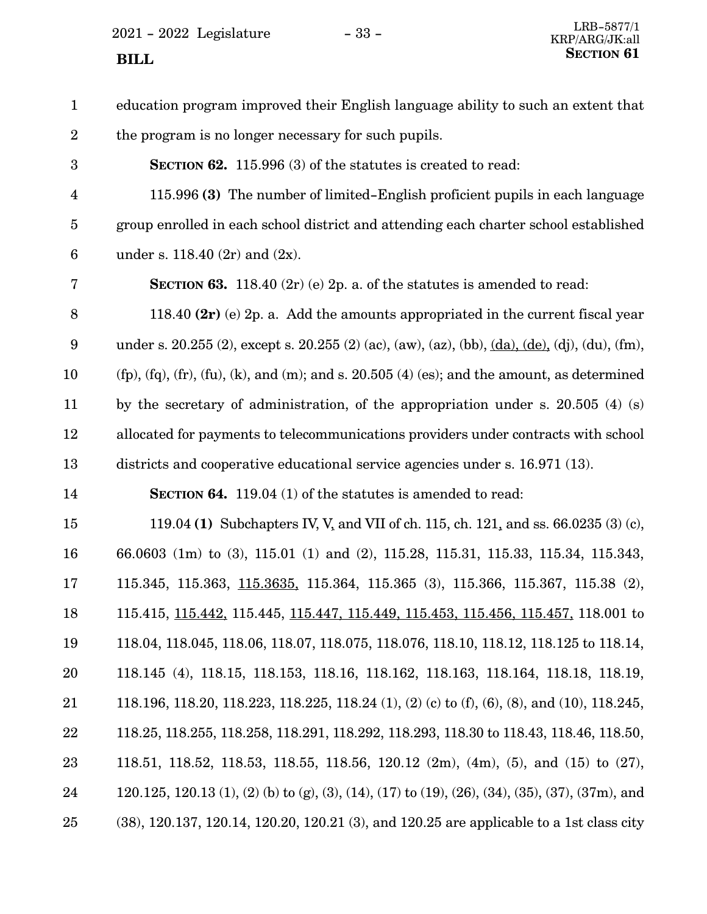education program improved their English language ability to such an extent that the program is no longer necessary for such pupils.

**SECTION 62.** 115.996 (3) of the statutes is created to read:

115.996 **(3)** The number of limited-English proficient pupils in each language group enrolled in each school district and attending each charter school established under s. 118.40 (2r) and (2x).

**SECTION 63.** 118.40 (2r) (e) 2p. a. of the statutes is amended to read:

118.40 **(2r)** (e) 2p. a. Add the amounts appropriated in the current fiscal year under s. 20.255 (2), except s. 20.255 (2) (ac), (aw), (az), (bb), <u>(da), (de),</u> (dj), (du), (fm), (fp), (fq), (fr), (fu), (k), and (m); and s. 20.505 (4) (es); and the amount, as determined by the secretary of administration, of the appropriation under s. 20.505 (4) (s) allocated for payments to telecommunications providers under contracts with school districts and cooperative educational service agencies under s. 16.971 (13).

**SECTION 64.** 119.04 (1) of the statutes is amended to read:

119.04 **(1)** Subchapters IV, V, and VII of ch. 115, ch. 121, and ss. 66.0235 (3) (c), 66.0603 (1m) to (3), 115.01 (1) and (2), 115.28, 115.31, 115.33, 115.34, 115.343, 115.345, 115.363, <u>115.3635,</u> 115.364, 115.365 (3), 115.366, 115.367, 115.38 (2), 115.415, <u>115.442,</u> 115.445, <u>115.447, 115.449, 115.453, 115.456, 115.457,</u> 118.001 to 118.04, 118.045, 118.06, 118.07, 118.075, 118.076, 118.10, 118.12, 118.125 to 118.14, 118.145 (4), 118.15, 118.153, 118.16, 118.162, 118.163, 118.164, 118.18, 118.19, 118.196, 118.20, 118.223, 118.225, 118.24 (1), (2) (c) to (f), (6), (8), and (10), 118.245, 118.25, 118.255, 118.258, 118.291, 118.292, 118.293, 118.30 to 118.43, 118.46, 118.50, 118.51, 118.52, 118.53, 118.55, 118.56, 120.12 (2m), (4m), (5), and (15) to (27), 120.125, 120.13 (1), (2) (b) to (g), (3), (14), (17) to (19), (26), (34), (35), (37), (37m), and (38), 120.137, 120.14, 120.20, 120.21 (3), and 120.25 are applicable to a 1st class city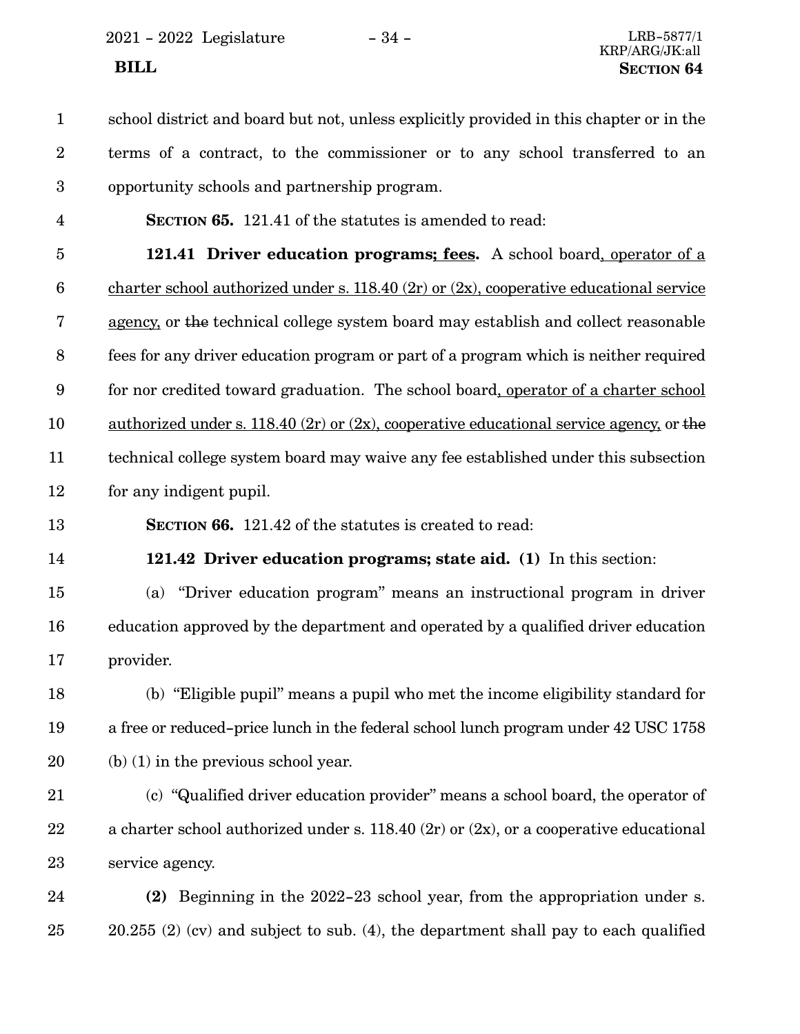school district and board but not, unless explicitly provided in this chapter or in the terms of a contract, to the commissioner or to any school transferred to an opportunity schools and partnership program.

**SECTION 65.** 121.41 of the statutes is amended to read:

**121.41 Driver education programs; fees.** A school board, operator of a charter school authorized under s. 118.40 (2r) or (2x), cooperative educational service agency, or ~~the~~ technical college system board may establish and collect reasonable fees for any driver education program or part of a program which is neither required for nor credited toward graduation. The school board, operator of a charter school authorized under s. 118.40 (2r) or (2x), cooperative educational service agency, or ~~the~~ technical college system board may waive any fee established under this subsection for any indigent pupil.

**SECTION 66.** 121.42 of the statutes is created to read:

**121.42 Driver education programs; state aid. (1)** In this section:

(a) "Driver education program" means an instructional program in driver education approved by the department and operated by a qualified driver education provider.

(b) "Eligible pupil" means a pupil who met the income eligibility standard for a free or reduced-price lunch in the federal school lunch program under 42 USC 1758 (b) (1) in the previous school year.

(c) "Qualified driver education provider" means a school board, the operator of a charter school authorized under s. 118.40 (2r) or (2x), or a cooperative educational service agency.

**(2)** Beginning in the 2022-23 school year, from the appropriation under s. 20.255 (2) (cv) and subject to sub. (4), the department shall pay to each qualified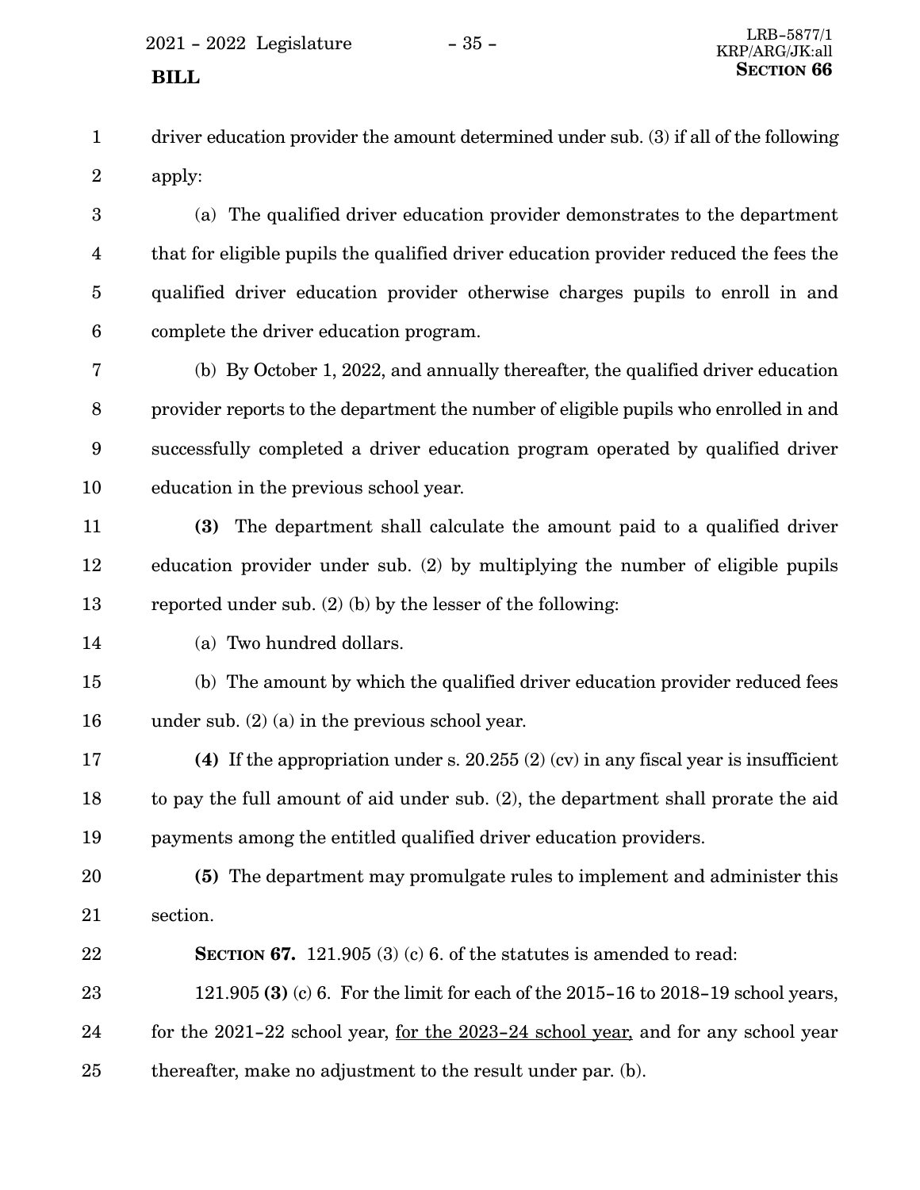driver education provider the amount determined under sub. (3) if all of the following apply:

(a) The qualified driver education provider demonstrates to the department that for eligible pupils the qualified driver education provider reduced the fees the qualified driver education provider otherwise charges pupils to enroll in and complete the driver education program.

(b) By October 1, 2022, and annually thereafter, the qualified driver education provider reports to the department the number of eligible pupils who enrolled in and successfully completed a driver education program operated by qualified driver education in the previous school year.

**(3)** The department shall calculate the amount paid to a qualified driver education provider under sub. (2) by multiplying the number of eligible pupils reported under sub. (2) (b) by the lesser of the following:

(a) Two hundred dollars.

(b) The amount by which the qualified driver education provider reduced fees under sub. (2) (a) in the previous school year.

**(4)** If the appropriation under s. 20.255 (2) (cv) in any fiscal year is insufficient to pay the full amount of aid under sub. (2), the department shall prorate the aid payments among the entitled qualified driver education providers.

**(5)** The department may promulgate rules to implement and administer this section.

**SECTION 67.** 121.905 (3) (c) 6. of the statutes is amended to read:

121.905 **(3)** (c) 6. For the limit for each of the 2015-16 to 2018-19 school years, for the 2021-22 school year, <u>for the 2023-24 school year,</u> and for any school year thereafter, make no adjustment to the result under par. (b).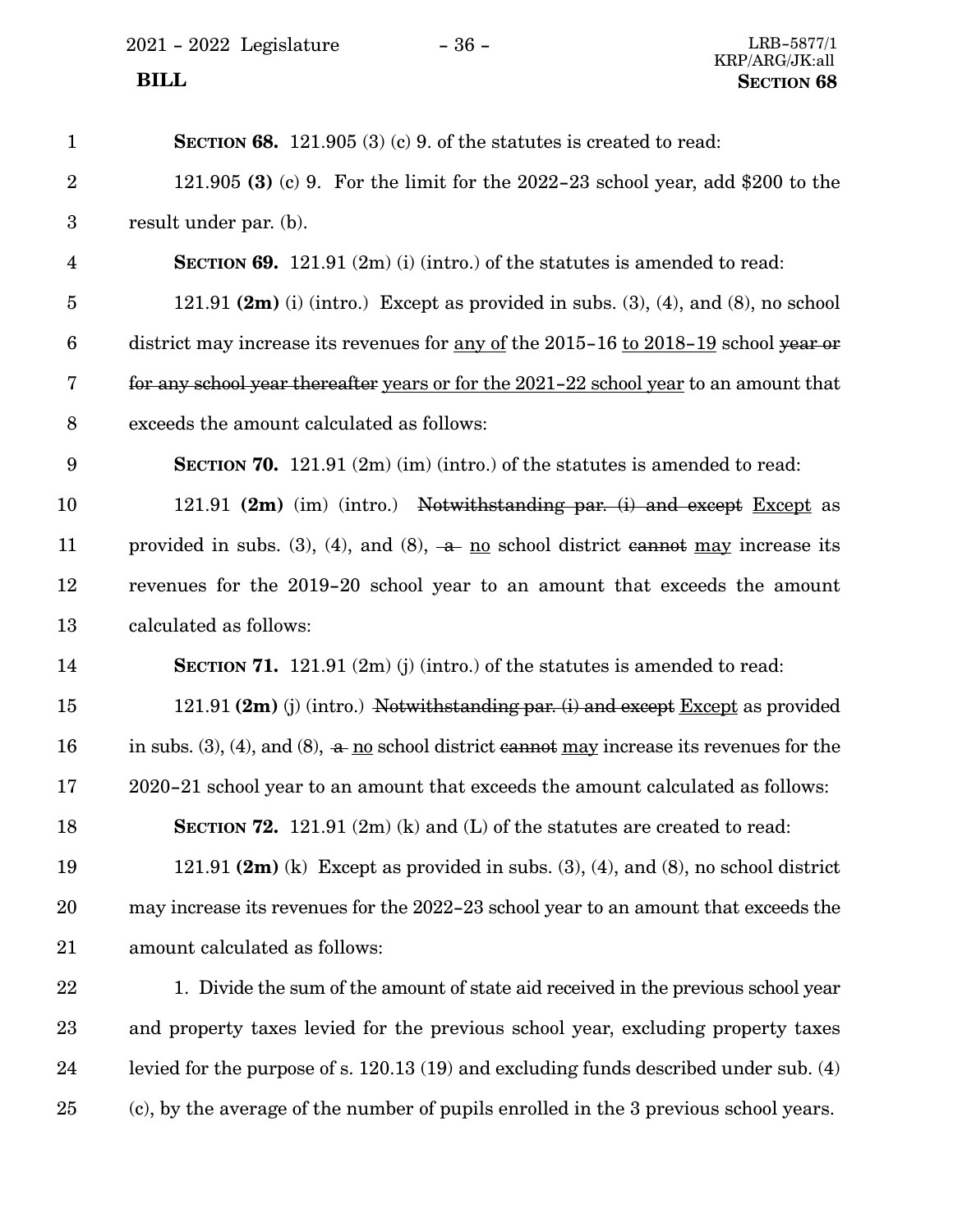**SECTION 68.** 121.905 (3) (c) 9. of the statutes is created to read:

121.905 **(3)** (c) 9. For the limit for the 2022-23 school year, add $200 to the result under par. (b).

**SECTION 69.** 121.91 (2m) (i) (intro.) of the statutes is amended to read:

121.91 **(2m)** (i) (intro.) Except as provided in subs. (3), (4), and (8), no school district may increase its revenues for <u>any of</u> the 2015-16 <u>to 2018-19</u> school ~~year or for any school year thereafter~~ <u>years or for the 2021-22 school year</u> to an amount that exceeds the amount calculated as follows:

**SECTION 70.** 121.91 (2m) (im) (intro.) of the statutes is amended to read:

121.91 **(2m)** (im) (intro.) ~~Notwithstanding par. (i) and except~~ <u>Except</u> as provided in subs. (3), (4), and (8), ~~a~~ <u>no</u> school district ~~cannot~~ <u>may</u> increase its revenues for the 2019-20 school year to an amount that exceeds the amount calculated as follows:

**SECTION 71.** 121.91 (2m) (j) (intro.) of the statutes is amended to read:

121.91 **(2m)** (j) (intro.) ~~Notwithstanding par. (i) and except~~ <u>Except</u> as provided in subs. (3), (4), and (8), ~~a~~ <u>no</u> school district ~~cannot~~ <u>may</u> increase its revenues for the 2020-21 school year to an amount that exceeds the amount calculated as follows:

**SECTION 72.** 121.91 (2m) (k) and (L) of the statutes are created to read:

121.91 **(2m)** (k) Except as provided in subs. (3), (4), and (8), no school district may increase its revenues for the 2022-23 school year to an amount that exceeds the amount calculated as follows:

1. Divide the sum of the amount of state aid received in the previous school year and property taxes levied for the previous school year, excluding property taxes levied for the purpose of s. 120.13 (19) and excluding funds described under sub. (4) (c), by the average of the number of pupils enrolled in the 3 previous school years.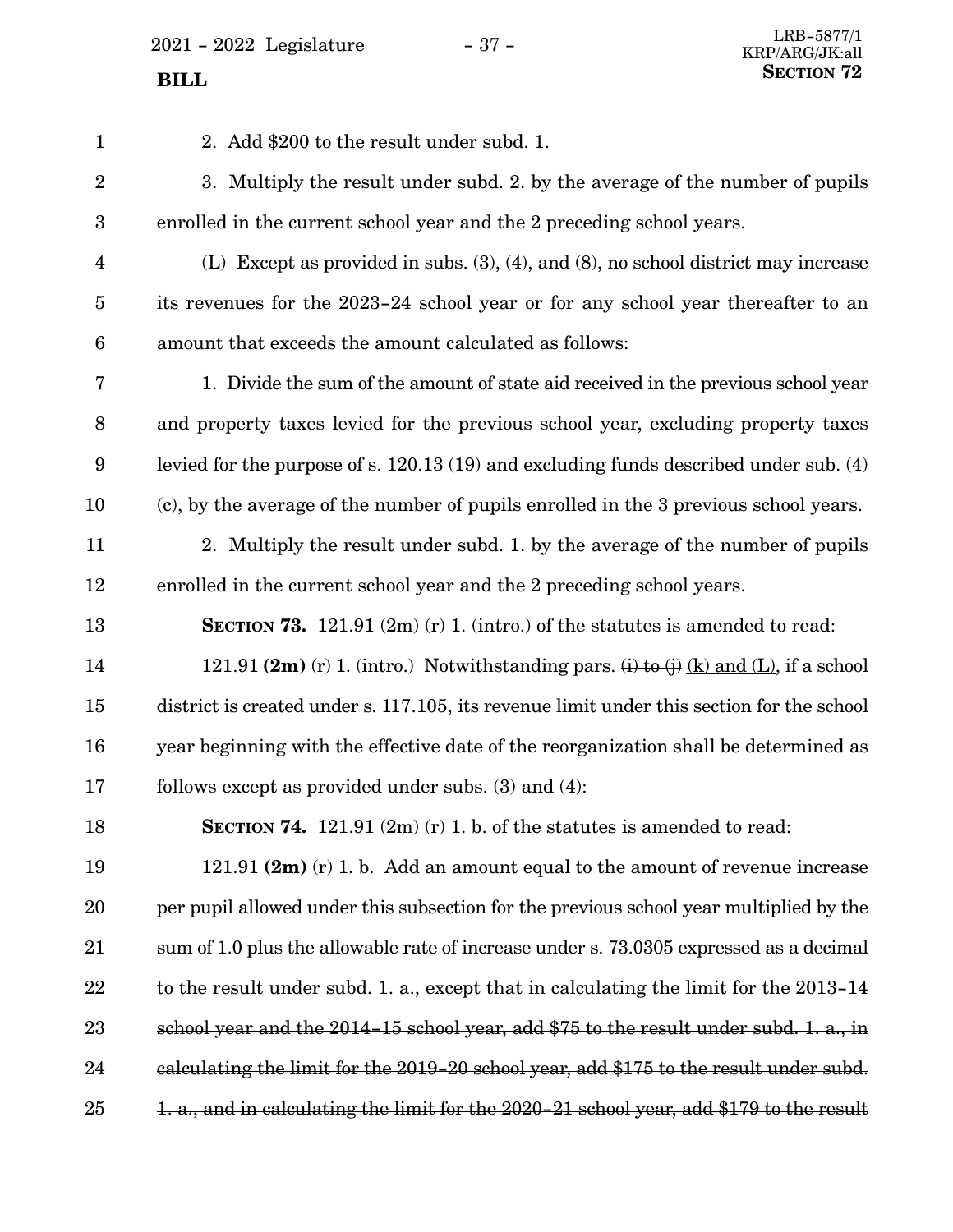2. Add $200 to the result under subd. 1.

3. Multiply the result under subd. 2. by the average of the number of pupils enrolled in the current school year and the 2 preceding school years.

(L) Except as provided in subs. (3), (4), and (8), no school district may increase its revenues for the 2023-24 school year or for any school year thereafter to an amount that exceeds the amount calculated as follows:

1. Divide the sum of the amount of state aid received in the previous school year and property taxes levied for the previous school year, excluding property taxes levied for the purpose of s. 120.13 (19) and excluding funds described under sub. (4) (c), by the average of the number of pupils enrolled in the 3 previous school years.

2. Multiply the result under subd. 1. by the average of the number of pupils enrolled in the current school year and the 2 preceding school years.

**SECTION 73.** 121.91 (2m) (r) 1. (intro.) of the statutes is amended to read:

121.91 **(2m)** (r) 1. (intro.) Notwithstanding pars. ~~(i) to (j)~~ (k) and (L), if a school district is created under s. 117.105, its revenue limit under this section for the school year beginning with the effective date of the reorganization shall be determined as follows except as provided under subs. (3) and (4):

**SECTION 74.** 121.91 (2m) (r) 1. b. of the statutes is amended to read:

121.91 **(2m)** (r) 1. b. Add an amount equal to the amount of revenue increase per pupil allowed under this subsection for the previous school year multiplied by the sum of 1.0 plus the allowable rate of increase under s. 73.0305 expressed as a decimal to the result under subd. 1. a., except that in calculating the limit for ~~the 2013-14 school year and the 2014-15 school year, add $75 to the result under subd. 1. a., in calculating the limit for the 2019-20 school year, add $175 to the result under subd. 1. a., and in calculating the limit for the 2020-21 school year, add $179 to the result~~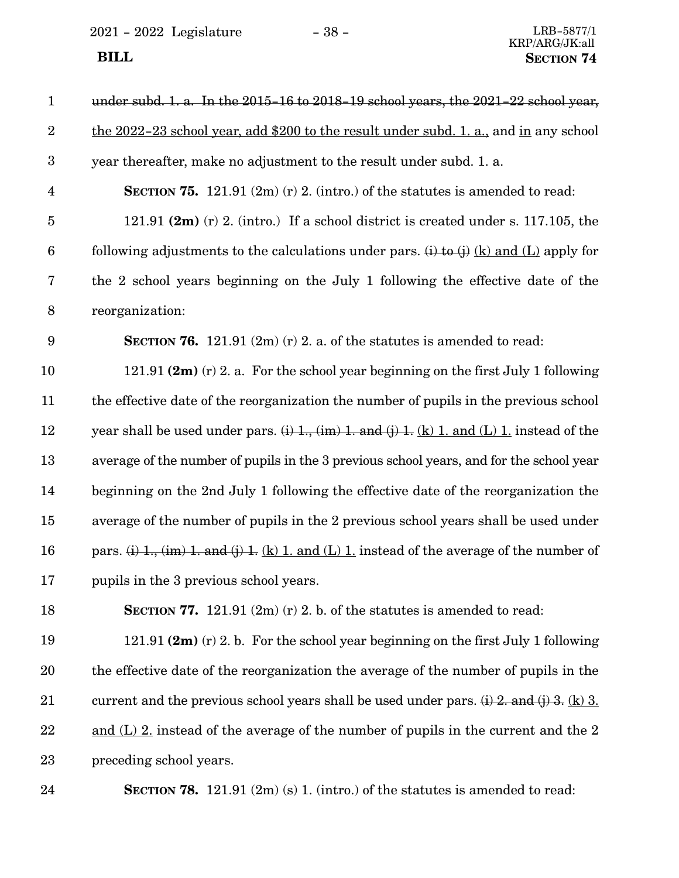~~under subd. 1. a. In the 2015–16 to 2018–19 school years, the 2021–22 school year,~~ <u>the 2022–23 school year, add $200 to the result under subd. 1. a.,</u> and <u>in</u> any school year thereafter, make no adjustment to the result under subd. 1. a.

**SECTION 75.** 121.91 (2m) (r) 2. (intro.) of the statutes is amended to read:

121.91 **(2m)** (r) 2. (intro.) If a school district is created under s. 117.105, the following adjustments to the calculations under pars. ~~(i) to (j)~~ <u>(k) and (L)</u> apply for the 2 school years beginning on the July 1 following the effective date of the reorganization:

**SECTION 76.** 121.91 (2m) (r) 2. a. of the statutes is amended to read:

121.91 **(2m)** (r) 2. a. For the school year beginning on the first July 1 following the effective date of the reorganization the number of pupils in the previous school year shall be used under pars. ~~(i) 1., (im) 1. and (j) 1.~~ <u>(k) 1. and (L) 1.</u> instead of the average of the number of pupils in the 3 previous school years, and for the school year beginning on the 2nd July 1 following the effective date of the reorganization the average of the number of pupils in the 2 previous school years shall be used under pars. ~~(i) 1., (im) 1. and (j) 1.~~ <u>(k) 1. and (L) 1.</u> instead of the average of the number of pupils in the 3 previous school years.

**SECTION 77.** 121.91 (2m) (r) 2. b. of the statutes is amended to read:

121.91 **(2m)** (r) 2. b. For the school year beginning on the first July 1 following the effective date of the reorganization the average of the number of pupils in the current and the previous school years shall be used under pars. ~~(i) 2. and (j) 3.~~ <u>(k) 3. and (L) 2.</u> instead of the average of the number of pupils in the current and the 2 preceding school years.

**SECTION 78.** 121.91 (2m) (s) 1. (intro.) of the statutes is amended to read: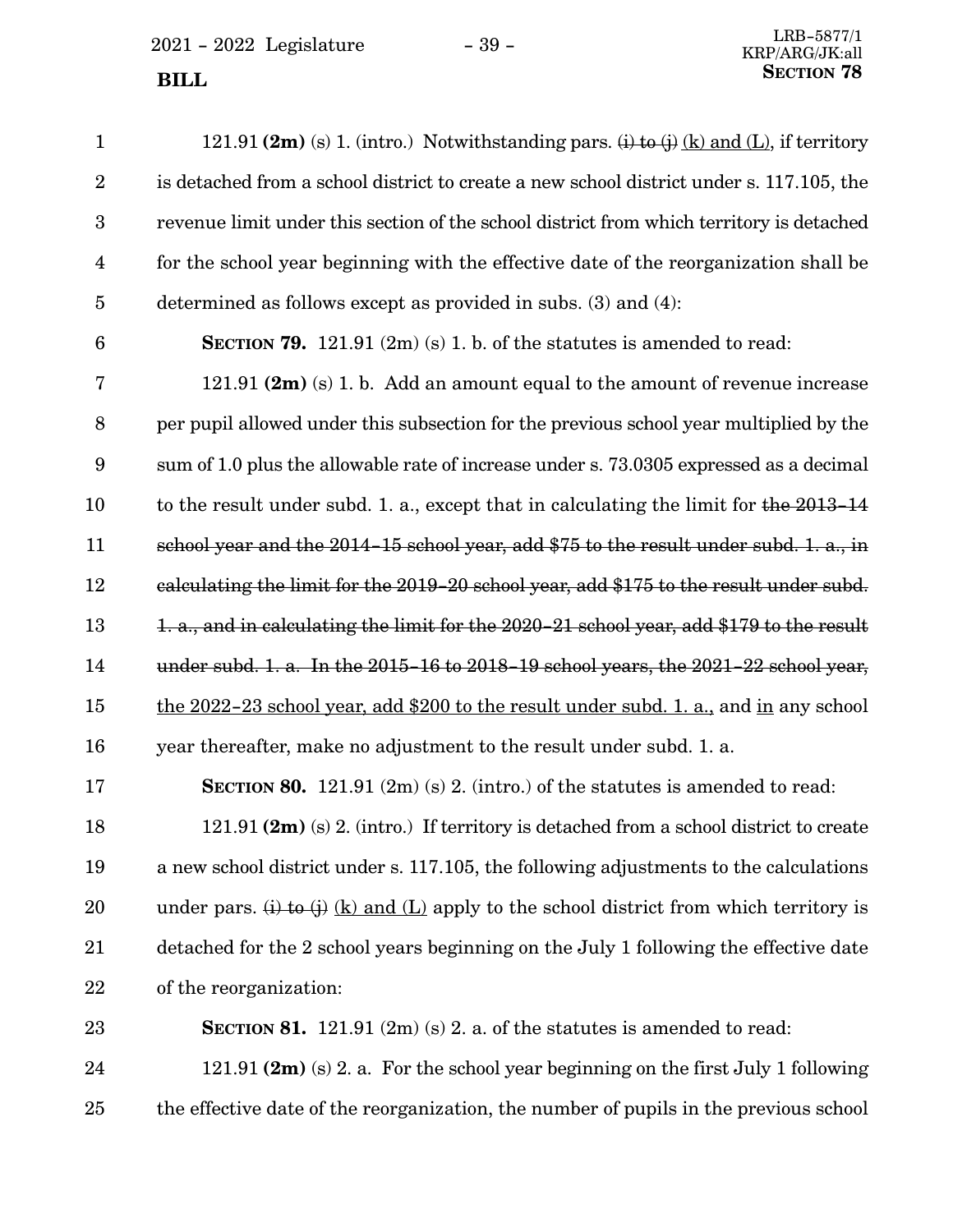121.91 **(2m)** (s) 1. (intro.) Notwithstanding pars. ~~(i) to (j)~~ <u>(k) and (L)</u>, if territory is detached from a school district to create a new school district under s. 117.105, the revenue limit under this section of the school district from which territory is detached for the school year beginning with the effective date of the reorganization shall be determined as follows except as provided in subs. (3) and (4):

**SECTION 79.** 121.91 (2m) (s) 1. b. of the statutes is amended to read:

121.91 **(2m)** (s) 1. b. Add an amount equal to the amount of revenue increase per pupil allowed under this subsection for the previous school year multiplied by the sum of 1.0 plus the allowable rate of increase under s. 73.0305 expressed as a decimal to the result under subd. 1. a., except that in calculating the limit for ~~the 2013-14 school year and the 2014-15 school year, add $75 to the result under subd. 1. a., in calculating the limit for the 2019-20 school year, add $175 to the result under subd. 1. a., and in calculating the limit for the 2020-21 school year, add $179 to the result under subd. 1. a. In the 2015-16 to 2018-19 school years, the 2021-22 school year,~~ <u>the 2022-23 school year, add $200 to the result under subd. 1. a.,</u> and <u>in</u> any school year thereafter, make no adjustment to the result under subd. 1. a.

**SECTION 80.** 121.91 (2m) (s) 2. (intro.) of the statutes is amended to read:

121.91 **(2m)** (s) 2. (intro.) If territory is detached from a school district to create a new school district under s. 117.105, the following adjustments to the calculations under pars. ~~(i) to (j)~~ <u>(k) and (L)</u> apply to the school district from which territory is detached for the 2 school years beginning on the July 1 following the effective date of the reorganization:

**SECTION 81.** 121.91 (2m) (s) 2. a. of the statutes is amended to read:

121.91 **(2m)** (s) 2. a. For the school year beginning on the first July 1 following the effective date of the reorganization, the number of pupils in the previous school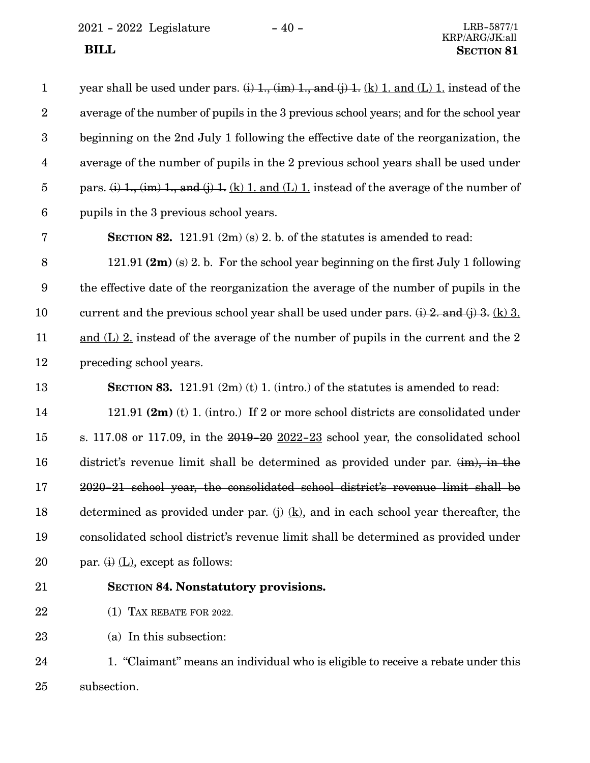year shall be used under pars. ~~(i) 1., (im) 1., and (j) 1.~~ <u>(k) 1. and (L) 1.</u> instead of the average of the number of pupils in the 3 previous school years; and for the school year beginning on the 2nd July 1 following the effective date of the reorganization, the average of the number of pupils in the 2 previous school years shall be used under pars. ~~(i) 1., (im) 1., and (j) 1.~~ <u>(k) 1. and (L) 1.</u> instead of the average of the number of pupils in the 3 previous school years.

**SECTION 82.** 121.91 (2m) (s) 2. b. of the statutes is amended to read:

121.91 **(2m)** (s) 2. b. For the school year beginning on the first July 1 following the effective date of the reorganization the average of the number of pupils in the current and the previous school year shall be used under pars. ~~(i) 2. and (j) 3.~~ <u>(k) 3. and (L) 2.</u> instead of the average of the number of pupils in the current and the 2 preceding school years.

**SECTION 83.** 121.91 (2m) (t) 1. (intro.) of the statutes is amended to read:

121.91 **(2m)** (t) 1. (intro.) If 2 or more school districts are consolidated under s. 117.08 or 117.09, in the ~~2019-20~~ <u>2022-23</u> school year, the consolidated school district's revenue limit shall be determined as provided under par. ~~(im), in the 2020-21 school year, the consolidated school district's revenue limit shall be determined as provided under par. (j)~~ <u>(k)</u>, and in each school year thereafter, the consolidated school district's revenue limit shall be determined as provided under par. ~~(i)~~ <u>(L)</u>, except as follows:

**SECTION 84. Nonstatutory provisions.**

(1) TAX REBATE FOR 2022.

(a) In this subsection:

1. "Claimant" means an individual who is eligible to receive a rebate under this subsection.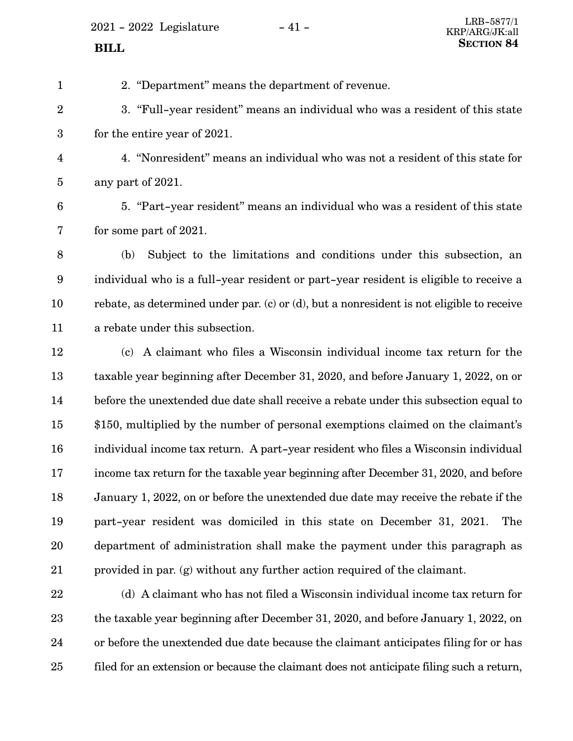2. "Department" means the department of revenue.

3. "Full-year resident" means an individual who was a resident of this state for the entire year of 2021.

4. "Nonresident" means an individual who was not a resident of this state for any part of 2021.

5. "Part-year resident" means an individual who was a resident of this state for some part of 2021.

(b) Subject to the limitations and conditions under this subsection, an individual who is a full-year resident or part-year resident is eligible to receive a rebate, as determined under par. (c) or (d), but a nonresident is not eligible to receive a rebate under this subsection.

(c) A claimant who files a Wisconsin individual income tax return for the taxable year beginning after December 31, 2020, and before January 1, 2022, on or before the unextended due date shall receive a rebate under this subsection equal to $150, multiplied by the number of personal exemptions claimed on the claimant's individual income tax return. A part-year resident who files a Wisconsin individual income tax return for the taxable year beginning after December 31, 2020, and before January 1, 2022, on or before the unextended due date may receive the rebate if the part-year resident was domiciled in this state on December 31, 2021. The department of administration shall make the payment under this paragraph as provided in par. (g) without any further action required of the claimant.

(d) A claimant who has not filed a Wisconsin individual income tax return for the taxable year beginning after December 31, 2020, and before January 1, 2022, on or before the unextended due date because the claimant anticipates filing for or has filed for an extension or because the claimant does not anticipate filing such a return,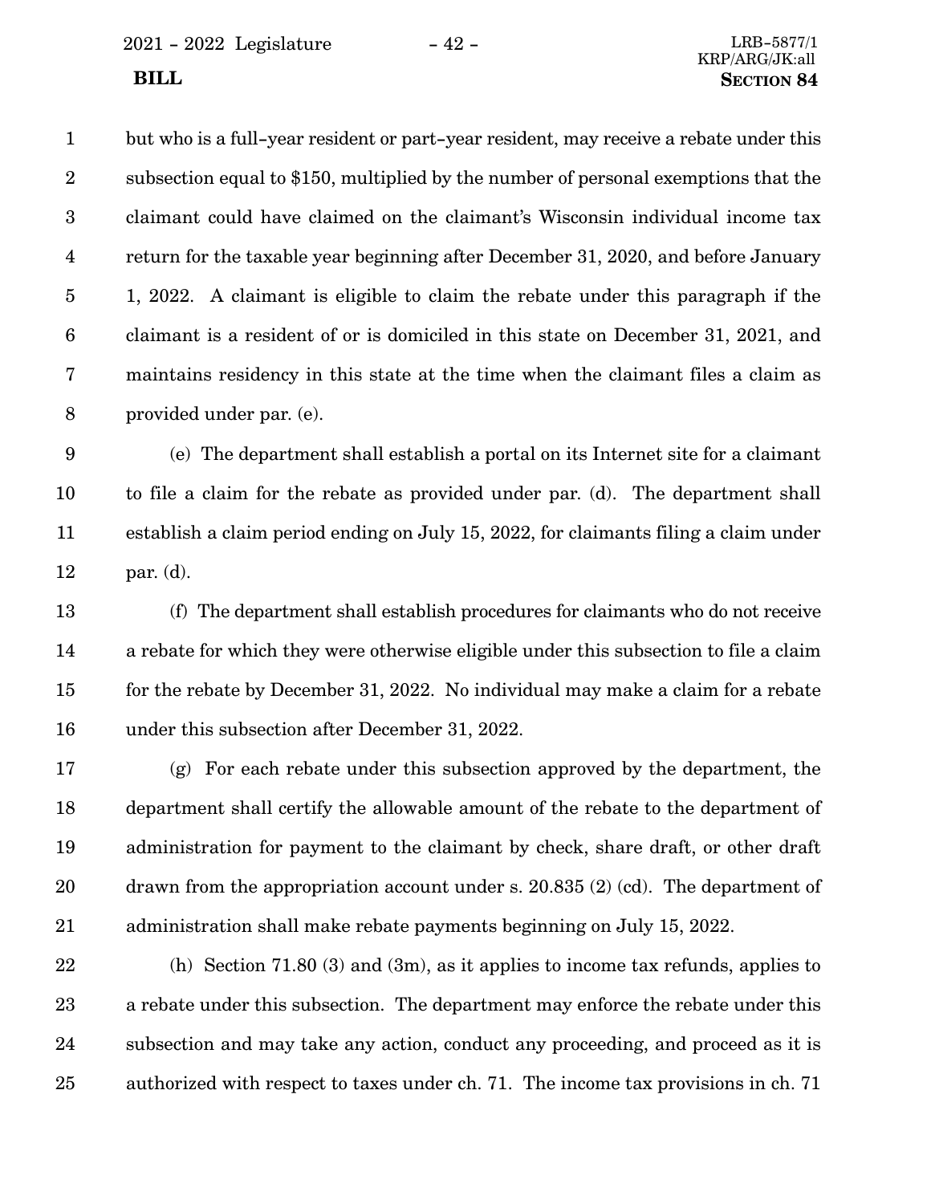but who is a full-year resident or part-year resident, may receive a rebate under this subsection equal to $150, multiplied by the number of personal exemptions that the claimant could have claimed on the claimant's Wisconsin individual income tax return for the taxable year beginning after December 31, 2020, and before January 1, 2022. A claimant is eligible to claim the rebate under this paragraph if the claimant is a resident of or is domiciled in this state on December 31, 2021, and maintains residency in this state at the time when the claimant files a claim as provided under par. (e).

(e) The department shall establish a portal on its Internet site for a claimant to file a claim for the rebate as provided under par. (d). The department shall establish a claim period ending on July 15, 2022, for claimants filing a claim under par. (d).

(f) The department shall establish procedures for claimants who do not receive a rebate for which they were otherwise eligible under this subsection to file a claim for the rebate by December 31, 2022. No individual may make a claim for a rebate under this subsection after December 31, 2022.

(g) For each rebate under this subsection approved by the department, the department shall certify the allowable amount of the rebate to the department of administration for payment to the claimant by check, share draft, or other draft drawn from the appropriation account under s. 20.835 (2) (cd). The department of administration shall make rebate payments beginning on July 15, 2022.

(h) Section 71.80 (3) and (3m), as it applies to income tax refunds, applies to a rebate under this subsection. The department may enforce the rebate under this subsection and may take any action, conduct any proceeding, and proceed as it is authorized with respect to taxes under ch. 71. The income tax provisions in ch. 71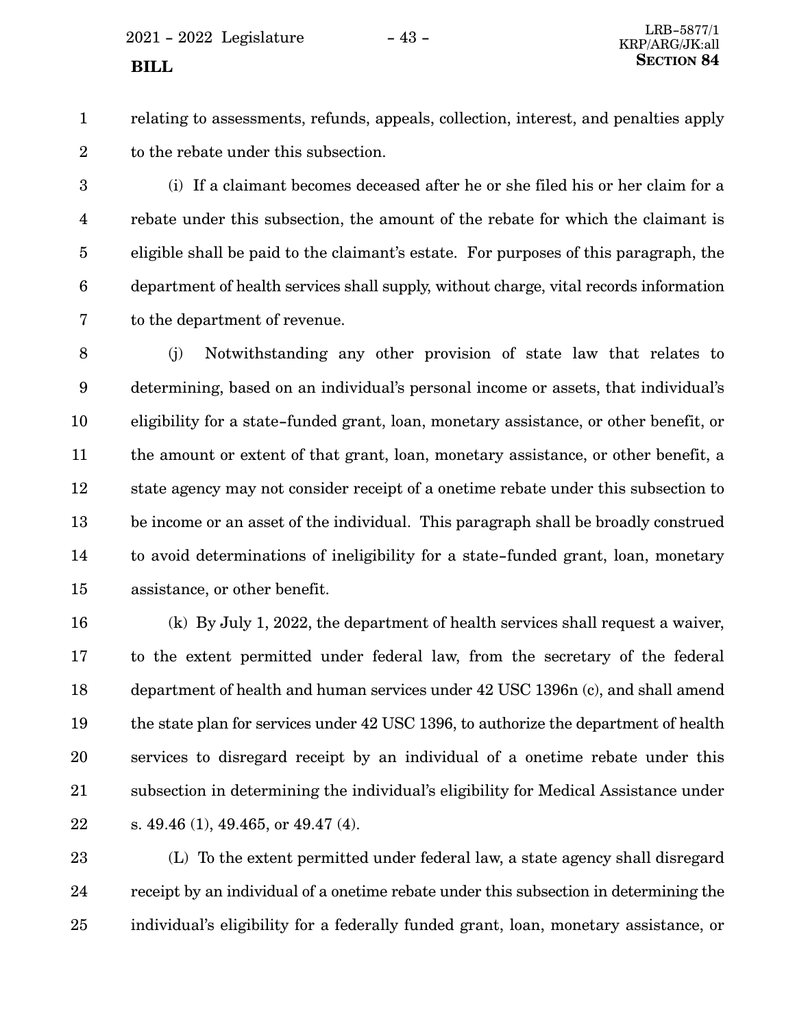relating to assessments, refunds, appeals, collection, interest, and penalties apply to the rebate under this subsection.

(i) If a claimant becomes deceased after he or she filed his or her claim for a rebate under this subsection, the amount of the rebate for which the claimant is eligible shall be paid to the claimant's estate. For purposes of this paragraph, the department of health services shall supply, without charge, vital records information to the department of revenue.

(j) Notwithstanding any other provision of state law that relates to determining, based on an individual's personal income or assets, that individual's eligibility for a state-funded grant, loan, monetary assistance, or other benefit, or the amount or extent of that grant, loan, monetary assistance, or other benefit, a state agency may not consider receipt of a onetime rebate under this subsection to be income or an asset of the individual. This paragraph shall be broadly construed to avoid determinations of ineligibility for a state-funded grant, loan, monetary assistance, or other benefit.

(k) By July 1, 2022, the department of health services shall request a waiver, to the extent permitted under federal law, from the secretary of the federal department of health and human services under 42 USC 1396n (c), and shall amend the state plan for services under 42 USC 1396, to authorize the department of health services to disregard receipt by an individual of a onetime rebate under this subsection in determining the individual's eligibility for Medical Assistance under s. 49.46 (1), 49.465, or 49.47 (4).

(L) To the extent permitted under federal law, a state agency shall disregard receipt by an individual of a onetime rebate under this subsection in determining the individual's eligibility for a federally funded grant, loan, monetary assistance, or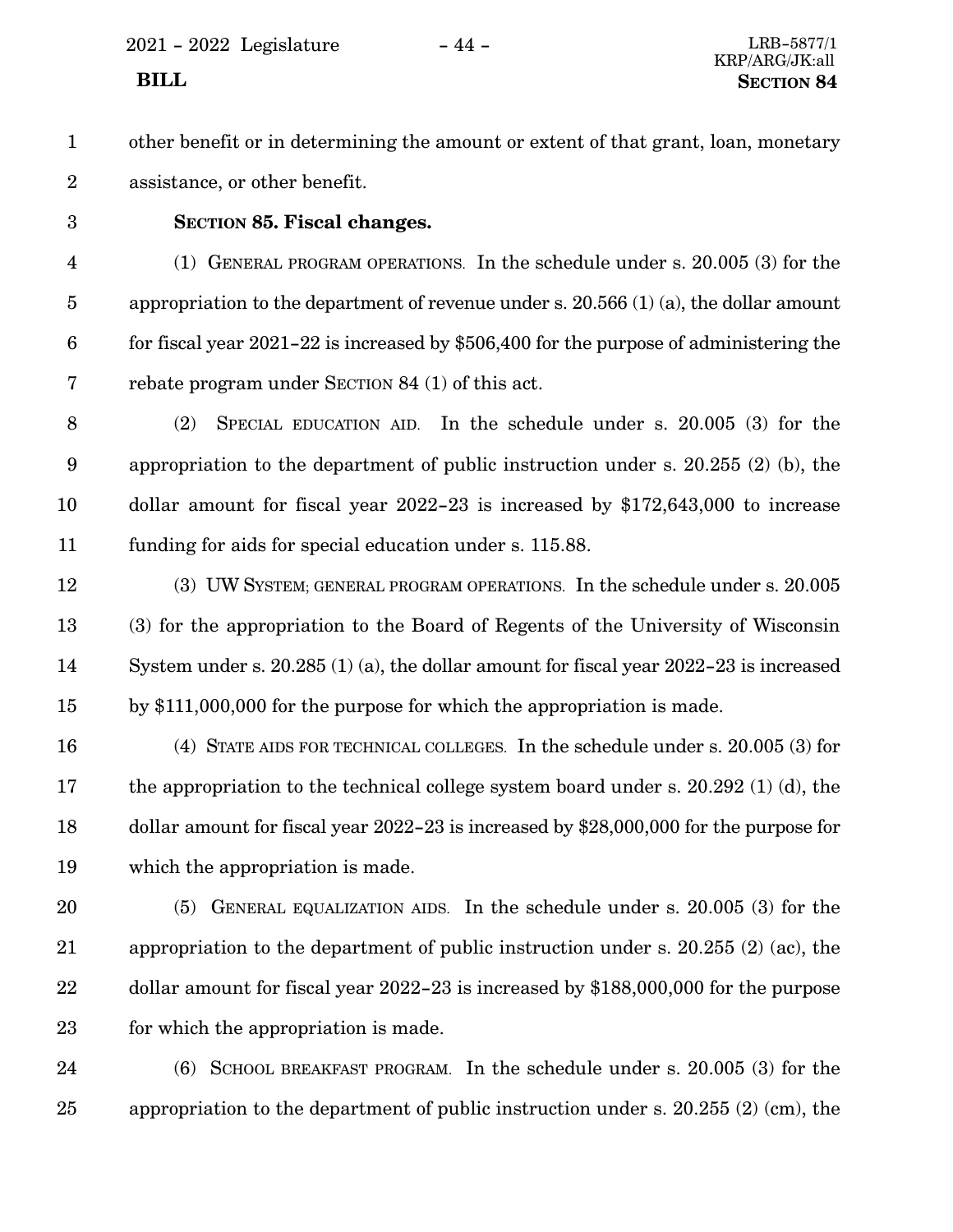other benefit or in determining the amount or extent of that grant, loan, monetary assistance, or other benefit.

**SECTION 85. Fiscal changes.**

(1) GENERAL PROGRAM OPERATIONS. In the schedule under s. 20.005 (3) for the appropriation to the department of revenue under s. 20.566 (1) (a), the dollar amount for fiscal year 2021-22 is increased by $506,400 for the purpose of administering the rebate program under SECTION 84 (1) of this act.

(2) SPECIAL EDUCATION AID. In the schedule under s. 20.005 (3) for the appropriation to the department of public instruction under s. 20.255 (2) (b), the dollar amount for fiscal year 2022-23 is increased by $172,643,000 to increase funding for aids for special education under s. 115.88.

(3) UW SYSTEM; GENERAL PROGRAM OPERATIONS. In the schedule under s. 20.005 (3) for the appropriation to the Board of Regents of the University of Wisconsin System under s. 20.285 (1) (a), the dollar amount for fiscal year 2022-23 is increased by $111,000,000 for the purpose for which the appropriation is made.

(4) STATE AIDS FOR TECHNICAL COLLEGES. In the schedule under s. 20.005 (3) for the appropriation to the technical college system board under s. 20.292 (1) (d), the dollar amount for fiscal year 2022-23 is increased by $28,000,000 for the purpose for which the appropriation is made.

(5) GENERAL EQUALIZATION AIDS. In the schedule under s. 20.005 (3) for the appropriation to the department of public instruction under s. 20.255 (2) (ac), the dollar amount for fiscal year 2022-23 is increased by $188,000,000 for the purpose for which the appropriation is made.

(6) SCHOOL BREAKFAST PROGRAM. In the schedule under s. 20.005 (3) for the appropriation to the department of public instruction under s. 20.255 (2) (cm), the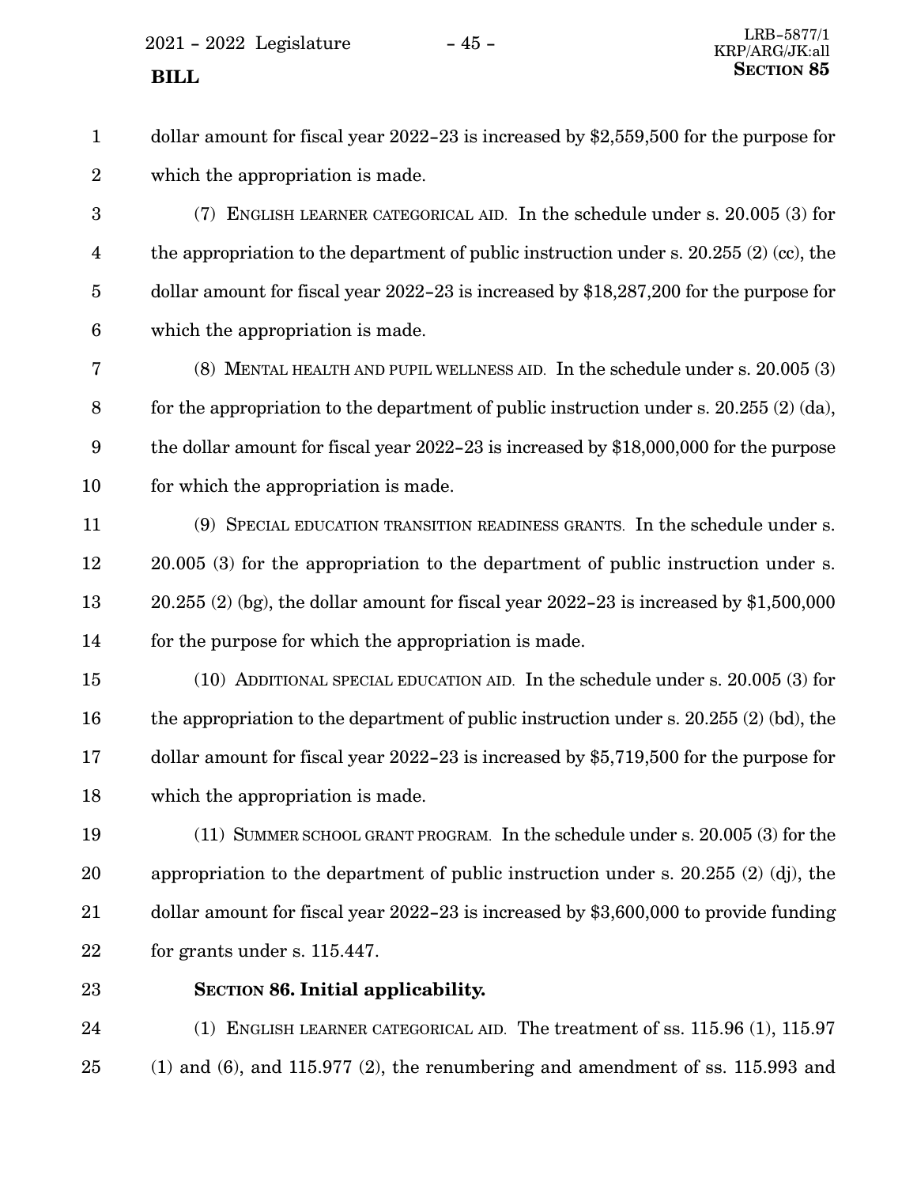dollar amount for fiscal year 2022-23 is increased by $2,559,500 for the purpose for which the appropriation is made.

(7) ENGLISH LEARNER CATEGORICAL AID. In the schedule under s. 20.005 (3) for the appropriation to the department of public instruction under s. 20.255 (2) (cc), the dollar amount for fiscal year 2022-23 is increased by $18,287,200 for the purpose for which the appropriation is made.

(8) MENTAL HEALTH AND PUPIL WELLNESS AID. In the schedule under s. 20.005 (3) for the appropriation to the department of public instruction under s. 20.255 (2) (da), the dollar amount for fiscal year 2022-23 is increased by $18,000,000 for the purpose for which the appropriation is made.

(9) SPECIAL EDUCATION TRANSITION READINESS GRANTS. In the schedule under s. 20.005 (3) for the appropriation to the department of public instruction under s. 20.255 (2) (bg), the dollar amount for fiscal year 2022-23 is increased by $1,500,000 for the purpose for which the appropriation is made.

(10) ADDITIONAL SPECIAL EDUCATION AID. In the schedule under s. 20.005 (3) for the appropriation to the department of public instruction under s. 20.255 (2) (bd), the dollar amount for fiscal year 2022-23 is increased by $5,719,500 for the purpose for which the appropriation is made.

(11) SUMMER SCHOOL GRANT PROGRAM. In the schedule under s. 20.005 (3) for the appropriation to the department of public instruction under s. 20.255 (2) (dj), the dollar amount for fiscal year 2022-23 is increased by $3,600,000 to provide funding for grants under s. 115.447.

**SECTION 86. Initial applicability.**

(1) ENGLISH LEARNER CATEGORICAL AID. The treatment of ss. 115.96 (1), 115.97 (1) and (6), and 115.977 (2), the renumbering and amendment of ss. 115.993 and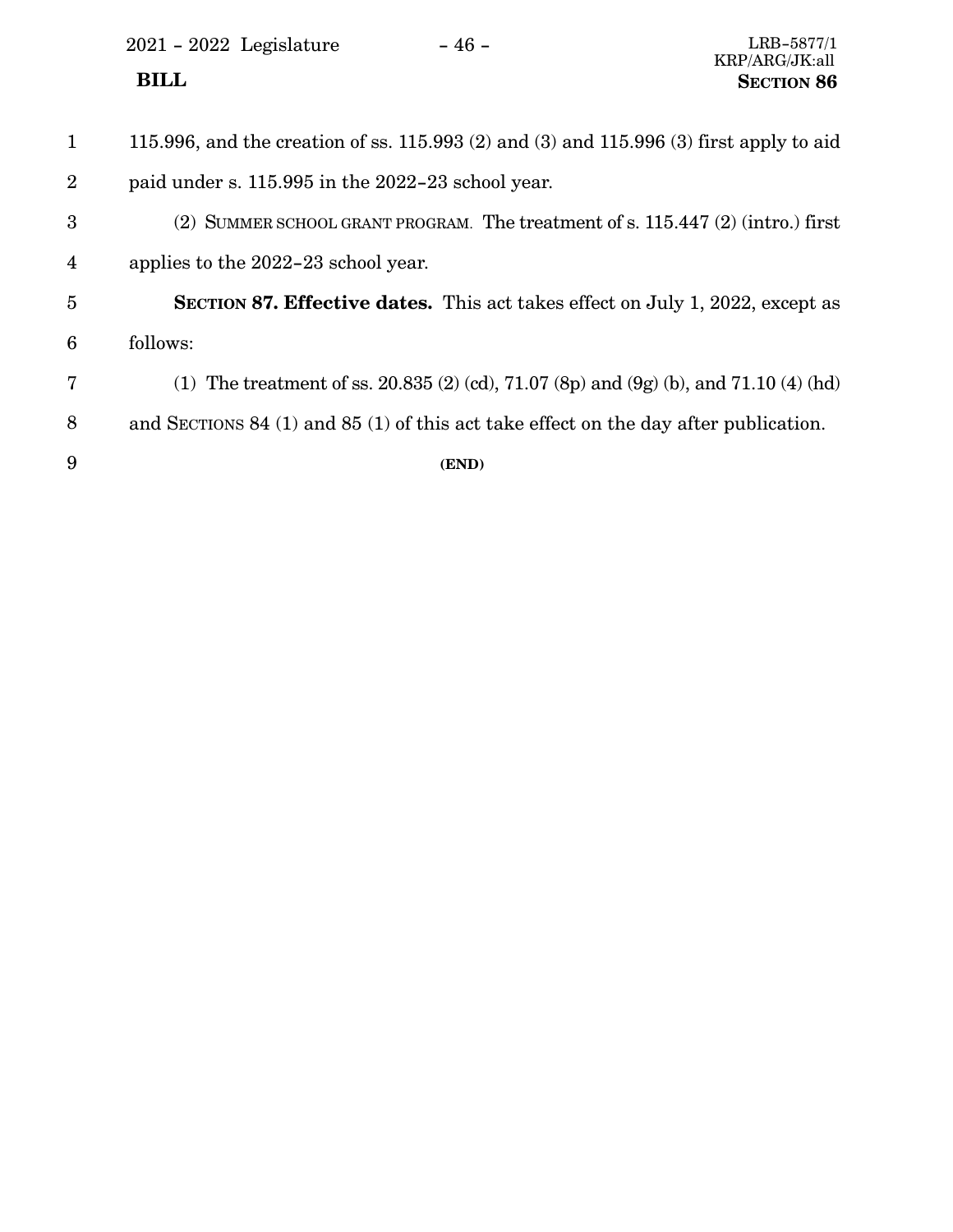115.996, and the creation of ss. 115.993 (2) and (3) and 115.996 (3) first apply to aid paid under s. 115.995 in the 2022-23 school year.

(2) SUMMER SCHOOL GRANT PROGRAM. The treatment of s. 115.447 (2) (intro.) first applies to the 2022-23 school year.

**SECTION 87. Effective dates.** This act takes effect on July 1, 2022, except as follows:

(1) The treatment of ss. 20.835 (2) (cd), 71.07 (8p) and (9g) (b), and 71.10 (4) (hd) and SECTIONS 84 (1) and 85 (1) of this act take effect on the day after publication.

**(END)**